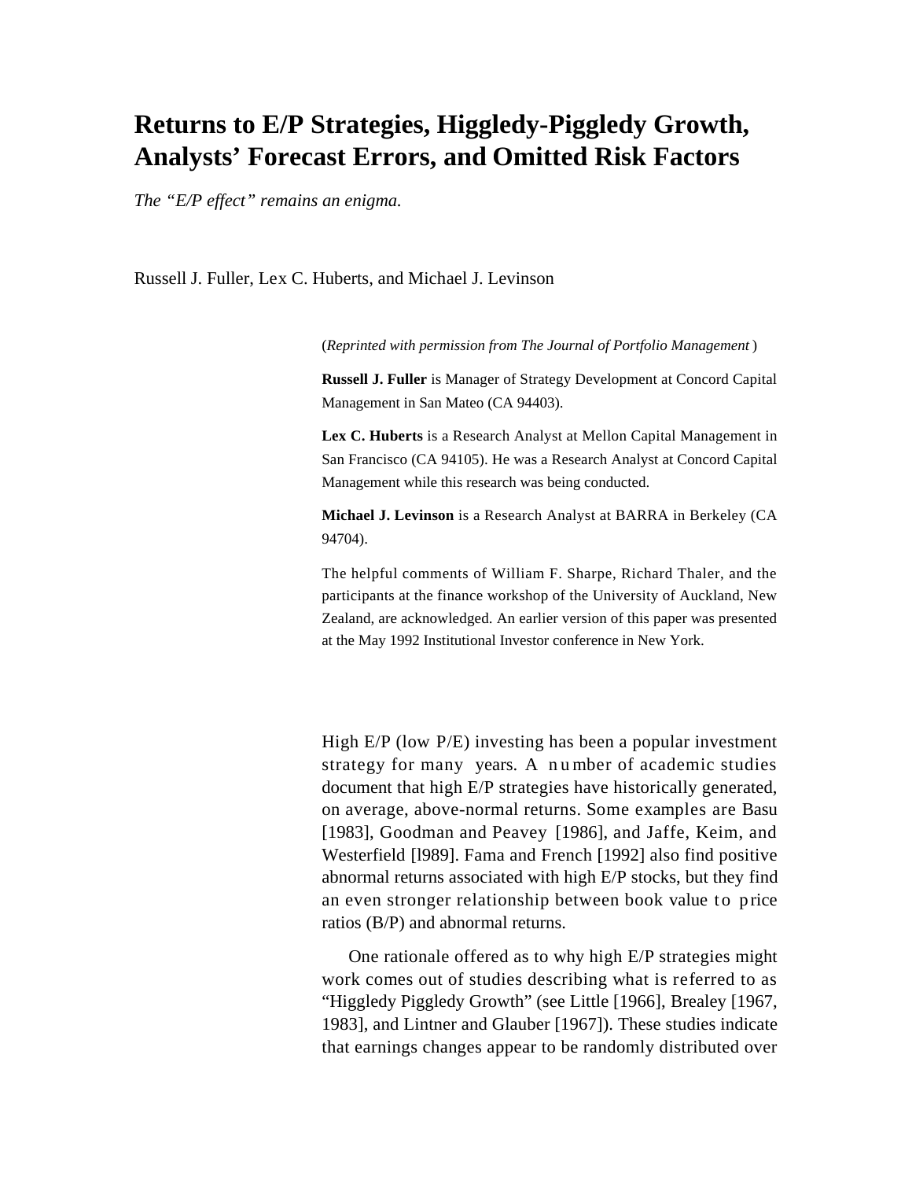# Returns to E/P Strategies, Higgledy-Piggledy Growth, Analysts' Forecast Errors, and Omitted Risk Factors

*The "E/P effect" remains an enigma.*

Russell J. Fuller, Lex C. Huberts, and Michael J. Levinson

(*Reprinted with permission from The Journal of Portfolio Management* )

**Russell J. Fuller** is Manager of Strategy Development at Concord Capital Management in San Mateo (CA 94403).

**Lex C. Huberts** is a Research Analyst at Mellon Capital Management in San Francisco (CA 94105). He was a Research Analyst at Concord Capital Management while this research was being conducted.

**Michael J. Levinson** is a Research Analyst at BARRA in Berkeley (CA 94704).

The helpful comments of William F. Sharpe, Richard Thaler, and the participants at the finance workshop of the University of Auckland, New Zealand, are acknowledged. An earlier version of this paper was presented at the May 1992 Institutional Investor conference in New York.

High E/P (low P/E) investing has been a popular investment strategy for many years. A number of academic studies document that high E/P strategies have historically generated, on average, above-normal returns. Some examples are Basu [1983], Goodman and Peavey [1986], and Jaffe, Keim, and Westerfield [l989]. Fama and French [1992] also find positive abnormal returns associated with high E/P stocks, but they find an even stronger relationship between book value to price ratios (B/P) and abnormal returns.

One rationale offered as to why high E/P strategies might work comes out of studies describing what is referred to as "Higgledy Piggledy Growth" (see Little [1966], Brealey [1967, 1983], and Lintner and Glauber [1967]). These studies indicate that earnings changes appear to be randomly distributed over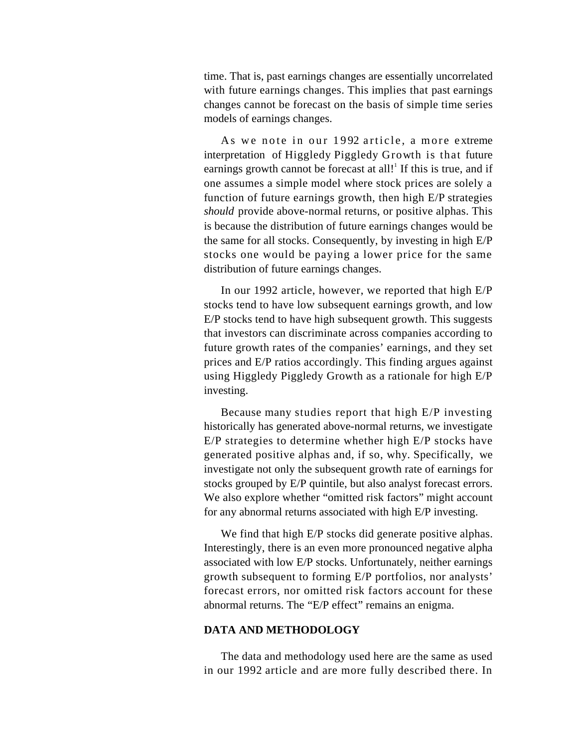time. That is, past earnings changes are essentially uncorrelated with future earnings changes. This implies that past earnings changes cannot be forecast on the basis of simple time series models of earnings changes.

As we note in our 1992 article, a more extreme interpretation of Higgledy Piggledy Growth is that future earnings growth cannot be forecast at all![1] If this is true, and if one assumes a simple model where stock prices are solely a function of future earnings growth, then high E/P strategies *should* provide above-normal returns, or positive alphas. This is because the distribution of future earnings changes would be the same for all stocks. Consequently, by investing in high E/P stocks one would be paying a lower price for the same distribution of future earnings changes.

In our 1992 article, however, we reported that high E/P stocks tend to have low subsequent earnings growth, and low E/P stocks tend to have high subsequent growth. This suggests that investors can discriminate across companies according to future growth rates of the companies' earnings, and they set prices and E/P ratios accordingly. This finding argues against using Higgledy Piggledy Growth as a rationale for high E/P investing.

Because many studies report that high E/P investing historically has generated above-normal returns, we investigate E/P strategies to determine whether high E/P stocks have generated positive alphas and, if so, why. Specifically, we investigate not only the subsequent growth rate of earnings for stocks grouped by E/P quintile, but also analyst forecast errors. We also explore whether "omitted risk factors" might account for any abnormal returns associated with high E/P investing.

We find that high E/P stocks did generate positive alphas. Interestingly, there is an even more pronounced negative alpha associated with low E/P stocks. Unfortunately, neither earnings growth subsequent to forming E/P portfolios, nor analysts' forecast errors, nor omitted risk factors account for these abnormal returns. The "E/P effect" remains an enigma.

## DATA AND METHODOLOGY

The data and methodology used here are the same as used in our 1992 article and are more fully described there. In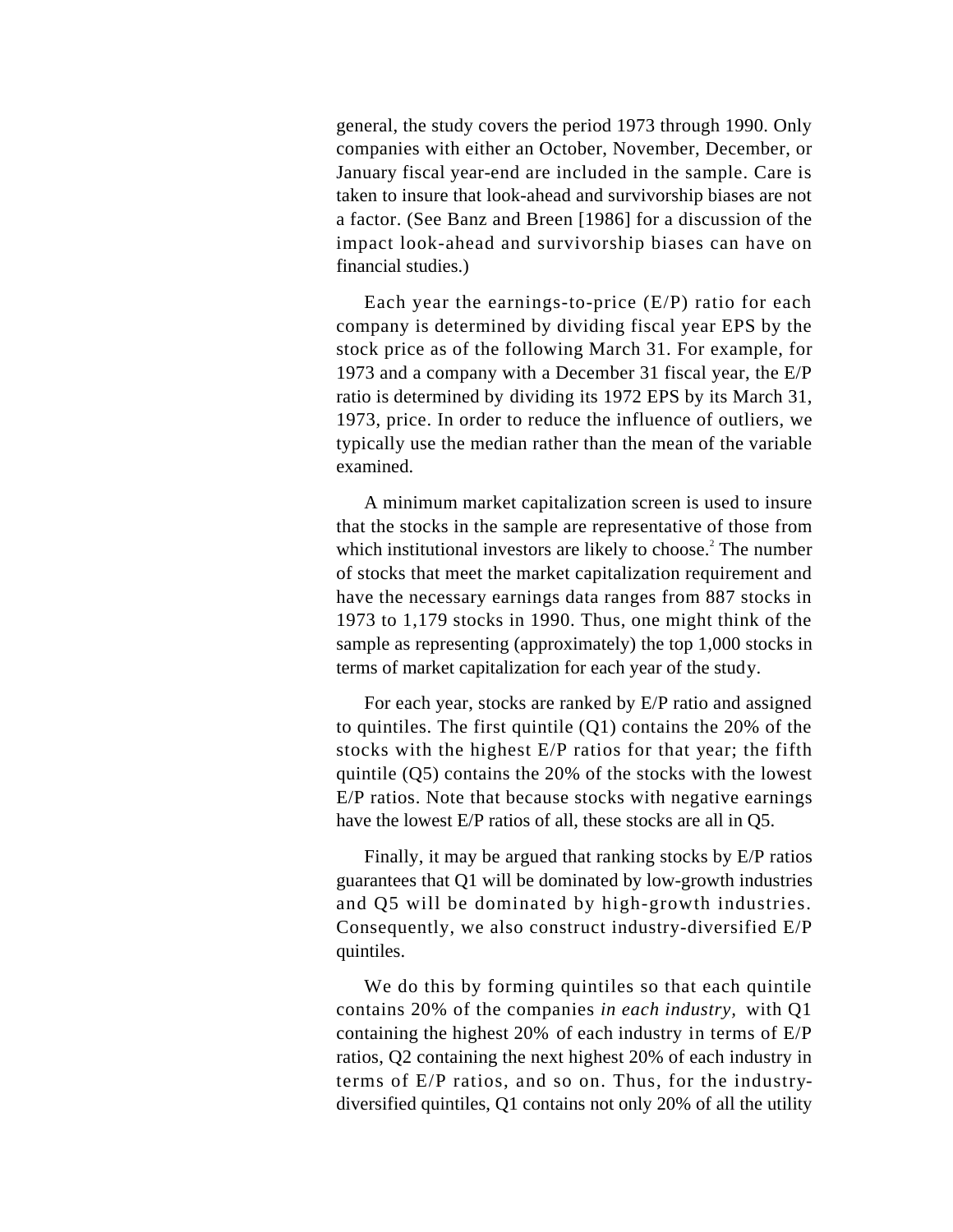general, the study covers the period 1973 through 1990. Only companies with either an October, November, December, or January fiscal year-end are included in the sample. Care is taken to insure that look-ahead and survivorship biases are not a factor. (See Banz and Breen [1986] for a discussion of the impact look-ahead and survivorship biases can have on financial studies.)

Each year the earnings-to-price (E/P) ratio for each company is determined by dividing fiscal year EPS by the stock price as of the following March 31. For example, for 1973 and a company with a December 31 fiscal year, the E/P ratio is determined by dividing its 1972 EPS by its March 31, 1973, price. In order to reduce the influence of outliers, we typically use the median rather than the mean of the variable examined.

A minimum market capitalization screen is used to insure that the stocks in the sample are representative of those from which institutional investors are likely to choose.[2] The number of stocks that meet the market capitalization requirement and have the necessary earnings data ranges from 887 stocks in 1973 to 1,179 stocks in 1990. Thus, one might think of the sample as representing (approximately) the top 1,000 stocks in terms of market capitalization for each year of the study.

For each year, stocks are ranked by E/P ratio and assigned to quintiles. The first quintile (Q1) contains the 20% of the stocks with the highest E/P ratios for that year; the fifth quintile (Q5) contains the 20% of the stocks with the lowest E/P ratios. Note that because stocks with negative earnings have the lowest E/P ratios of all, these stocks are all in Q5.

Finally, it may be argued that ranking stocks by E/P ratios guarantees that Q1 will be dominated by low-growth industries and Q5 will be dominated by high-growth industries. Consequently, we also construct industry-diversified E/P quintiles.

We do this by forming quintiles so that each quintile contains 20% of the companies *in each industry,* with Q1 containing the highest 20% of each industry in terms of E/P ratios, Q2 containing the next highest 20% of each industry in terms of E/P ratios, and so on. Thus, for the industry-diversified quintiles, Q1 contains not only 20% of all the utility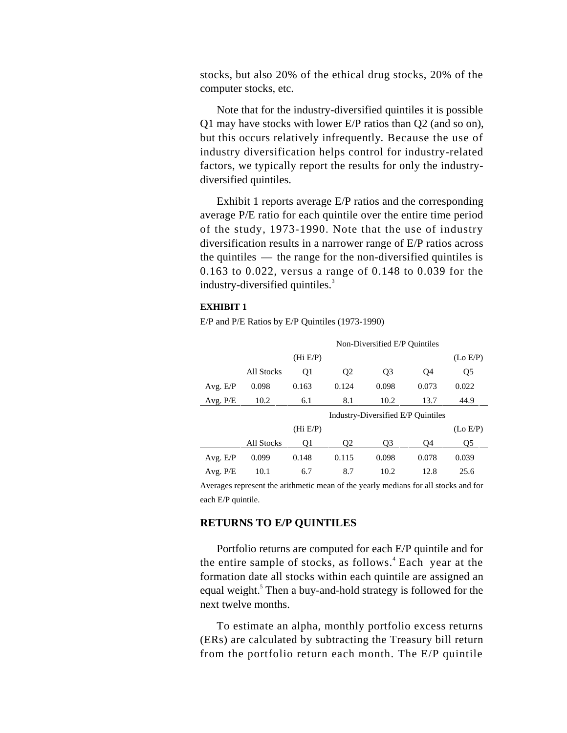stocks, but also 20% of the ethical drug stocks, 20% of the computer stocks, etc.

Note that for the industry-diversified quintiles it is possible Q1 may have stocks with lower E/P ratios than Q2 (and so on), but this occurs relatively infrequently. Because the use of industry diversification helps control for industry-related factors, we typically report the results for only the industry-diversified quintiles.

Exhibit 1 reports average E/P ratios and the corresponding average P/E ratio for each quintile over the entire time period of the study, 1973-1990. Note that the use of industry diversification results in a narrower range of E/P ratios across the quintiles — the range for the non-diversified quintiles is 0.163 to 0.022, versus a range of 0.148 to 0.039 for the industry-diversified quintiles.[3]

**EXHIBIT 1**

E/P and P/E Ratios by E/P Quintiles (1973-1990)

| | | Non-Diversified E/P Quintiles | | | | |
|---|---|---|---|---|---|---|
| | | (Hi E/P) | | | | (Lo E/P) |
| | All Stocks | Q1 | Q2 | Q3 | Q4 | Q5 |
| Avg. E/P | 0.098 | 0.163 | 0.124 | 0.098 | 0.073 | 0.022 |
| Avg. P/E | 10.2 | 6.1 | 8.1 | 10.2 | 13.7 | 44.9 |
| | | Industry-Diversified E/P Quintiles | | | | |
| | | (Hi E/P) | | | | (Lo E/P) |
| | All Stocks | Q1 | Q2 | Q3 | Q4 | Q5 |
| Avg. E/P | 0.099 | 0.148 | 0.115 | 0.098 | 0.078 | 0.039 |
| Avg. P/E | 10.1 | 6.7 | 8.7 | 10.2 | 12.8 | 25.6 |

Averages represent the arithmetic mean of the yearly medians for all stocks and for each E/P quintile.

## RETURNS TO E/P QUINTILES

Portfolio returns are computed for each E/P quintile and for the entire sample of stocks, as follows.[4] Each year at the formation date all stocks within each quintile are assigned an equal weight.[5] Then a buy-and-hold strategy is followed for the next twelve months.

To estimate an alpha, monthly portfolio excess returns (ERs) are calculated by subtracting the Treasury bill return from the portfolio return each month. The E/P quintile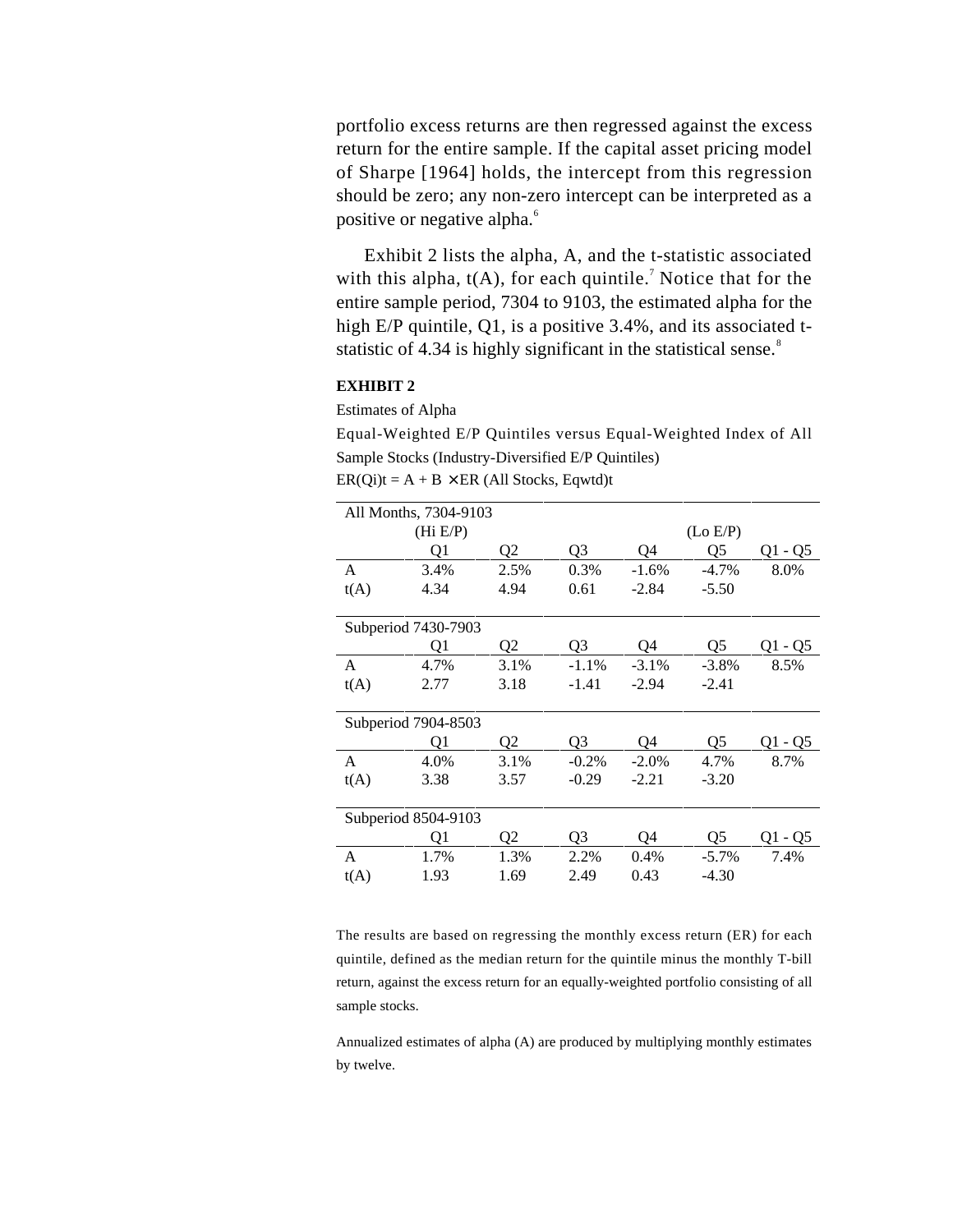portfolio excess returns are then regressed against the excess return for the entire sample. If the capital asset pricing model of Sharpe [1964] holds, the intercept from this regression should be zero; any non-zero intercept can be interpreted as a positive or negative alpha.[6]

Exhibit 2 lists the alpha, A, and the t-statistic associated with this alpha, t(A), for each quintile.[7] Notice that for the entire sample period, 7304 to 9103, the estimated alpha for the high E/P quintile, Q1, is a positive 3.4%, and its associated t-statistic of 4.34 is highly significant in the statistical sense.[8]

**EXHIBIT 2**

Estimates of Alpha

Equal-Weighted E/P Quintiles versus Equal-Weighted Index of All Sample Stocks (Industry-Diversified E/P Quintiles)

$ER(Qi)t = A + B \times ER$ (All Stocks, Eqwtd)t

| All Months, 7304-9103 | | | | | | |
|---|---|---|---|---|---|---|
| | (Hi E/P) | | | | (Lo E/P) | |
| | Q1 | Q2 | Q3 | Q4 | Q5 | Q1 - Q5 |
| A | 3.4% | 2.5% | 0.3% | -1.6% | -4.7% | 8.0% |
| t(A) | 4.34 | 4.94 | 0.61 | -2.84 | -5.50 | |
| **Subperiod 7430-7903** | | | | | | |
| | Q1 | Q2 | Q3 | Q4 | Q5 | Q1 - Q5 |
| A | 4.7% | 3.1% | -1.1% | -3.1% | -3.8% | 8.5% |
| t(A) | 2.77 | 3.18 | -1.41 | -2.94 | -2.41 | |
| **Subperiod 7904-8503** | | | | | | |
| | Q1 | Q2 | Q3 | Q4 | Q5 | Q1 - Q5 |
| A | 4.0% | 3.1% | -0.2% | -2.0% | 4.7% | 8.7% |
| t(A) | 3.38 | 3.57 | -0.29 | -2.21 | -3.20 | |
| **Subperiod 8504-9103** | | | | | | |
| | Q1 | Q2 | Q3 | Q4 | Q5 | Q1 - Q5 |
| A | 1.7% | 1.3% | 2.2% | 0.4% | -5.7% | 7.4% |
| t(A) | 1.93 | 1.69 | 2.49 | 0.43 | -4.30 | |

The results are based on regressing the monthly excess return (ER) for each quintile, defined as the median return for the quintile minus the monthly T-bill return, against the excess return for an equally-weighted portfolio consisting of all sample stocks.

Annualized estimates of alpha (A) are produced by multiplying monthly estimates by twelve.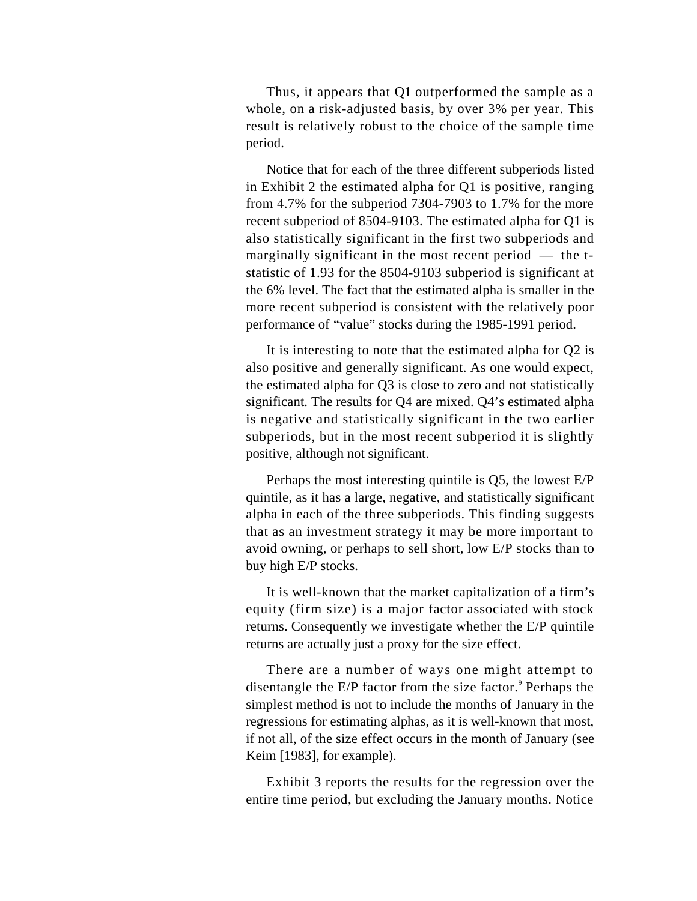Thus, it appears that Q1 outperformed the sample as a whole, on a risk-adjusted basis, by over 3% per year. This result is relatively robust to the choice of the sample time period.

Notice that for each of the three different subperiods listed in Exhibit 2 the estimated alpha for Q1 is positive, ranging from 4.7% for the subperiod 7304-7903 to 1.7% for the more recent subperiod of 8504-9103. The estimated alpha for Q1 is also statistically significant in the first two subperiods and marginally significant in the most recent period — the t-statistic of 1.93 for the 8504-9103 subperiod is significant at the 6% level. The fact that the estimated alpha is smaller in the more recent subperiod is consistent with the relatively poor performance of "value" stocks during the 1985-1991 period.

It is interesting to note that the estimated alpha for Q2 is also positive and generally significant. As one would expect, the estimated alpha for Q3 is close to zero and not statistically significant. The results for Q4 are mixed. Q4's estimated alpha is negative and statistically significant in the two earlier subperiods, but in the most recent subperiod it is slightly positive, although not significant.

Perhaps the most interesting quintile is Q5, the lowest E/P quintile, as it has a large, negative, and statistically significant alpha in each of the three subperiods. This finding suggests that as an investment strategy it may be more important to avoid owning, or perhaps to sell short, low E/P stocks than to buy high E/P stocks.

It is well-known that the market capitalization of a firm's equity (firm size) is a major factor associated with stock returns. Consequently we investigate whether the E/P quintile returns are actually just a proxy for the size effect.

There are a number of ways one might attempt to disentangle the E/P factor from the size factor.[9] Perhaps the simplest method is not to include the months of January in the regressions for estimating alphas, as it is well-known that most, if not all, of the size effect occurs in the month of January (see Keim [1983], for example).

Exhibit 3 reports the results for the regression over the entire time period, but excluding the January months. Notice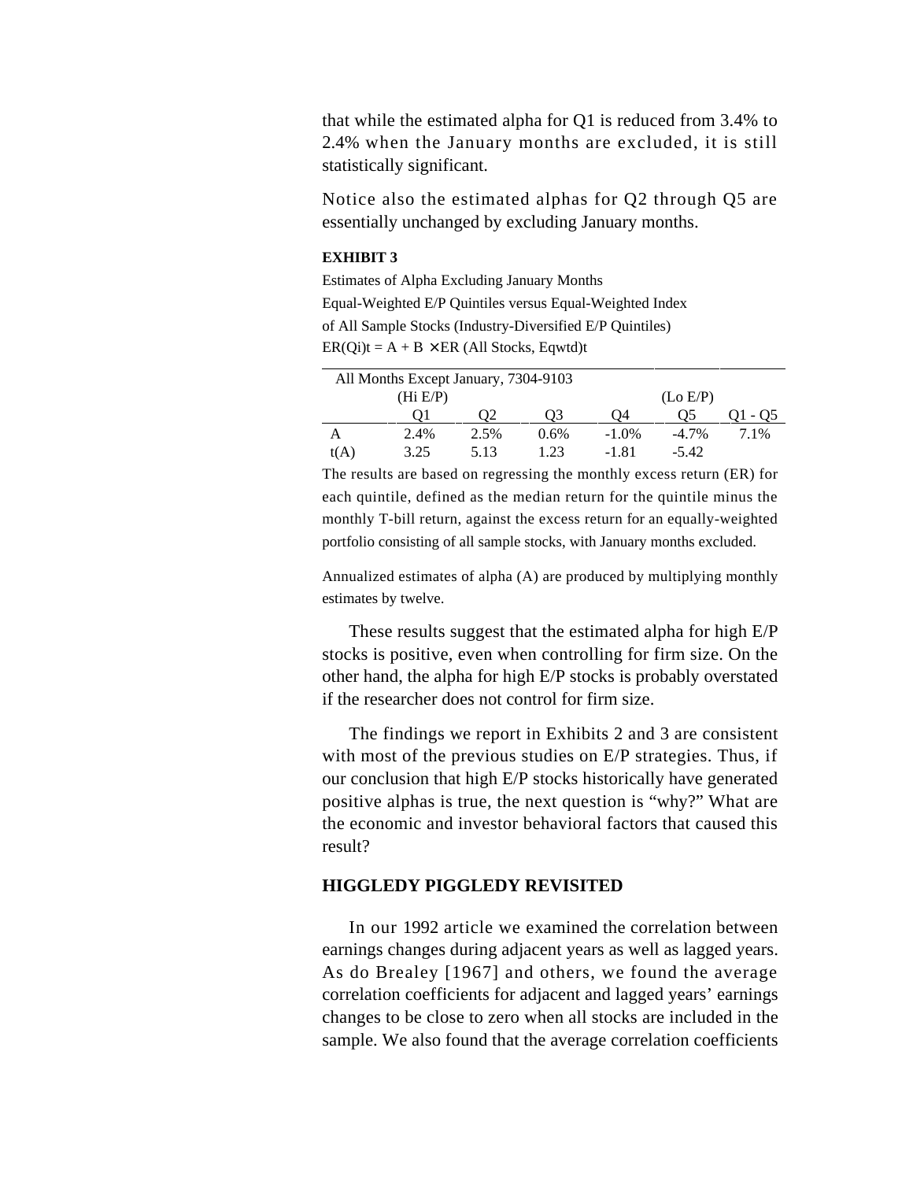that while the estimated alpha for Q1 is reduced from 3.4% to 2.4% when the January months are excluded, it is still statistically significant.

Notice also the estimated alphas for Q2 through Q5 are essentially unchanged by excluding January months.

**EXHIBIT 3**

Estimates of Alpha Excluding January Months

Equal-Weighted E/P Quintiles versus Equal-Weighted Index of All Sample Stocks (Industry-Diversified E/P Quintiles)

ER(Qi)t = A + B × ER (All Stocks, Eqwtd)t

| All Months Except January, 7304-9103 | | | | | | |
|---|---|---|---|---|---|---|
| | (Hi E/P) | | | | (Lo E/P) | |
| | Q1 | Q2 | Q3 | Q4 | Q5 | Q1 - Q5 |
| A | 2.4% | 2.5% | 0.6% | -1.0% | -4.7% | 7.1% |
| t(A) | 3.25 | 5.13 | 1.23 | -1.81 | -5.42 | |

The results are based on regressing the monthly excess return (ER) for each quintile, defined as the median return for the quintile minus the monthly T-bill return, against the excess return for an equally-weighted portfolio consisting of all sample stocks, with January months excluded.

Annualized estimates of alpha (A) are produced by multiplying monthly estimates by twelve.

These results suggest that the estimated alpha for high E/P stocks is positive, even when controlling for firm size. On the other hand, the alpha for high E/P stocks is probably overstated if the researcher does not control for firm size.

The findings we report in Exhibits 2 and 3 are consistent with most of the previous studies on E/P strategies. Thus, if our conclusion that high E/P stocks historically have generated positive alphas is true, the next question is "why?" What are the economic and investor behavioral factors that caused this result?

## HIGGLEDY PIGGLEDY REVISITED

In our 1992 article we examined the correlation between earnings changes during adjacent years as well as lagged years. As do Brealey [1967] and others, we found the average correlation coefficients for adjacent and lagged years' earnings changes to be close to zero when all stocks are included in the sample. We also found that the average correlation coefficients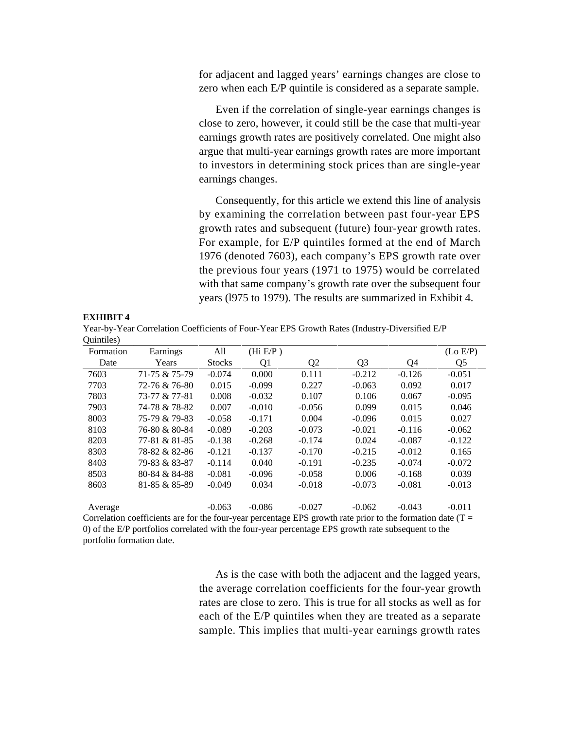for adjacent and lagged years' earnings changes are close to zero when each E/P quintile is considered as a separate sample.

Even if the correlation of single-year earnings changes is close to zero, however, it could still be the case that multi-year earnings growth rates are positively correlated. One might also argue that multi-year earnings growth rates are more important to investors in determining stock prices than are single-year earnings changes.

Consequently, for this article we extend this line of analysis by examining the correlation between past four-year EPS growth rates and subsequent (future) four-year growth rates. For example, for E/P quintiles formed at the end of March 1976 (denoted 7603), each company's EPS growth rate over the previous four years (1971 to 1975) would be correlated with that same company's growth rate over the subsequent four years (l975 to 1979). The results are summarized in Exhibit 4.

**EXHIBIT 4**

Year-by-Year Correlation Coefficients of Four-Year EPS Growth Rates (Industry-Diversified E/P Quintiles)

| Formation Date | Earnings Years | All Stocks | (Hi E/P ) Q1 | Q2 | Q3 | Q4 | (Lo E/P) Q5 |
|---|---|---|---|---|---|---|---|
| 7603 | 71-75 & 75-79 | -0.074 | 0.000 | 0.111 | -0.212 | -0.126 | -0.051 |
| 7703 | 72-76 & 76-80 | 0.015 | -0.099 | 0.227 | -0.063 | 0.092 | 0.017 |
| 7803 | 73-77 & 77-81 | 0.008 | -0.032 | 0.107 | 0.106 | 0.067 | -0.095 |
| 7903 | 74-78 & 78-82 | 0.007 | -0.010 | -0.056 | 0.099 | 0.015 | 0.046 |
| 8003 | 75-79 & 79-83 | -0.058 | -0.171 | 0.004 | -0.096 | 0.015 | 0.027 |
| 8103 | 76-80 & 80-84 | -0.089 | -0.203 | -0.073 | -0.021 | -0.116 | -0.062 |
| 8203 | 77-81 & 81-85 | -0.138 | -0.268 | -0.174 | 0.024 | -0.087 | -0.122 |
| 8303 | 78-82 & 82-86 | -0.121 | -0.137 | -0.170 | -0.215 | -0.012 | 0.165 |
| 8403 | 79-83 & 83-87 | -0.114 | 0.040 | -0.191 | -0.235 | -0.074 | -0.072 |
| 8503 | 80-84 & 84-88 | -0.081 | -0.096 | -0.058 | 0.006 | -0.168 | 0.039 |
| 8603 | 81-85 & 85-89 | -0.049 | 0.034 | -0.018 | -0.073 | -0.081 | -0.013 |
| Average | | -0.063 | -0.086 | -0.027 | -0.062 | -0.043 | -0.011 |

Correlation coefficients are for the four-year percentage EPS growth rate prior to the formation date (T = 0) of the E/P portfolios correlated with the four-year percentage EPS growth rate subsequent to the portfolio formation date.

As is the case with both the adjacent and the lagged years, the average correlation coefficients for the four-year growth rates are close to zero. This is true for all stocks as well as for each of the E/P quintiles when they are treated as a separate sample. This implies that multi-year earnings growth rates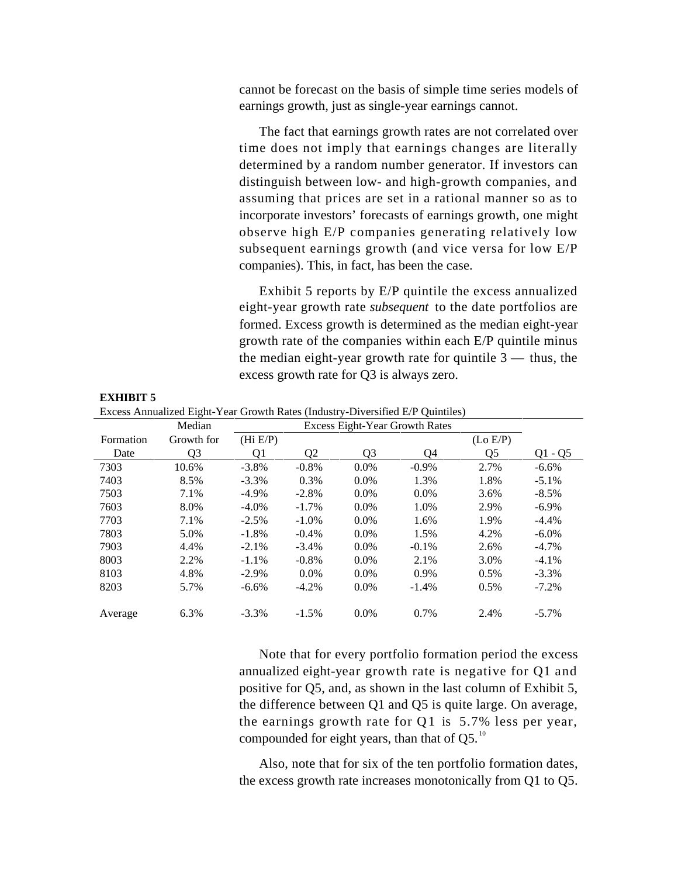cannot be forecast on the basis of simple time series models of earnings growth, just as single-year earnings cannot.

The fact that earnings growth rates are not correlated over time does not imply that earnings changes are literally determined by a random number generator. If investors can distinguish between low- and high-growth companies, and assuming that prices are set in a rational manner so as to incorporate investors' forecasts of earnings growth, one might observe high E/P companies generating relatively low subsequent earnings growth (and vice versa for low E/P companies). This, in fact, has been the case.

Exhibit 5 reports by E/P quintile the excess annualized eight-year growth rate *subsequent* to the date portfolios are formed. Excess growth is determined as the median eight-year growth rate of the companies within each E/P quintile minus the median eight-year growth rate for quintile 3 — thus, the excess growth rate for Q3 is always zero.

**EXHIBIT 5**

Excess Annualized Eight-Year Growth Rates (Industry-Diversified E/P Quintiles)

| Formation Date | Median Growth for Q3 | Excess Eight-Year Growth Rates (Hi E/P) Q1 | Q2 | Q3 | Q4 | (Lo E/P) Q5 | Q1 - Q5 |
|---|---|---|---|---|---|---|---|
| 7303 | 10.6% | -3.8% | -0.8% | 0.0% | -0.9% | 2.7% | -6.6% |
| 7403 | 8.5% | -3.3% | 0.3% | 0.0% | 1.3% | 1.8% | -5.1% |
| 7503 | 7.1% | -4.9% | -2.8% | 0.0% | 0.0% | 3.6% | -8.5% |
| 7603 | 8.0% | -4.0% | -1.7% | 0.0% | 1.0% | 2.9% | -6.9% |
| 7703 | 7.1% | -2.5% | -1.0% | 0.0% | 1.6% | 1.9% | -4.4% |
| 7803 | 5.0% | -1.8% | -0.4% | 0.0% | 1.5% | 4.2% | -6.0% |
| 7903 | 4.4% | -2.1% | -3.4% | 0.0% | -0.1% | 2.6% | -4.7% |
| 8003 | 2.2% | -1.1% | -0.8% | 0.0% | 2.1% | 3.0% | -4.1% |
| 8103 | 4.8% | -2.9% | 0.0% | 0.0% | 0.9% | 0.5% | -3.3% |
| 8203 | 5.7% | -6.6% | -4.2% | 0.0% | -1.4% | 0.5% | -7.2% |
| Average | 6.3% | -3.3% | -1.5% | 0.0% | 0.7% | 2.4% | -5.7% |

Note that for every portfolio formation period the excess annualized eight-year growth rate is negative for Q1 and positive for Q5, and, as shown in the last column of Exhibit 5, the difference between Q1 and Q5 is quite large. On average, the earnings growth rate for Q1 is 5.7% less per year, compounded for eight years, than that of Q5.[10]

Also, note that for six of the ten portfolio formation dates, the excess growth rate increases monotonically from Q1 to Q5.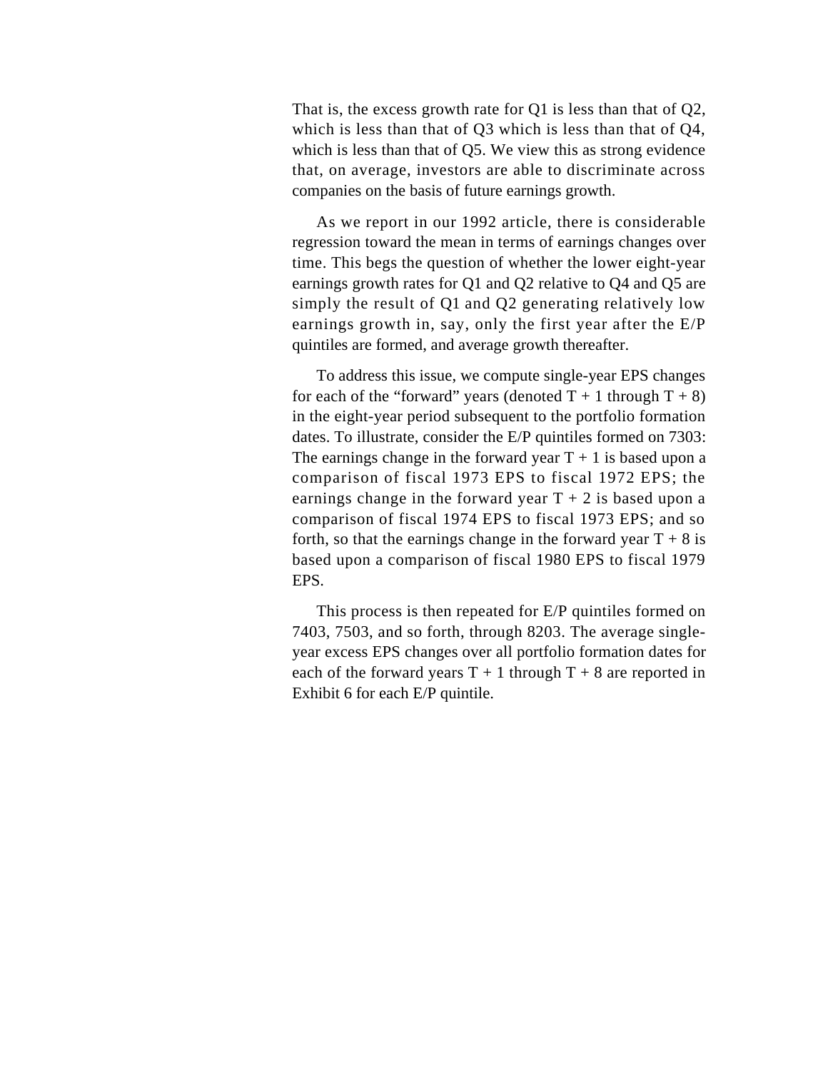That is, the excess growth rate for Q1 is less than that of Q2, which is less than that of Q3 which is less than that of Q4, which is less than that of Q5. We view this as strong evidence that, on average, investors are able to discriminate across companies on the basis of future earnings growth.

As we report in our 1992 article, there is considerable regression toward the mean in terms of earnings changes over time. This begs the question of whether the lower eight-year earnings growth rates for Q1 and Q2 relative to Q4 and Q5 are simply the result of Q1 and Q2 generating relatively low earnings growth in, say, only the first year after the E/P quintiles are formed, and average growth thereafter.

To address this issue, we compute single-year EPS changes for each of the "forward" years (denoted T + 1 through T + 8) in the eight-year period subsequent to the portfolio formation dates. To illustrate, consider the E/P quintiles formed on 7303: The earnings change in the forward year T + 1 is based upon a comparison of fiscal 1973 EPS to fiscal 1972 EPS; the earnings change in the forward year T + 2 is based upon a comparison of fiscal 1974 EPS to fiscal 1973 EPS; and so forth, so that the earnings change in the forward year T + 8 is based upon a comparison of fiscal 1980 EPS to fiscal 1979 EPS.

This process is then repeated for E/P quintiles formed on 7403, 7503, and so forth, through 8203. The average single-year excess EPS changes over all portfolio formation dates for each of the forward years T + 1 through T + 8 are reported in Exhibit 6 for each E/P quintile.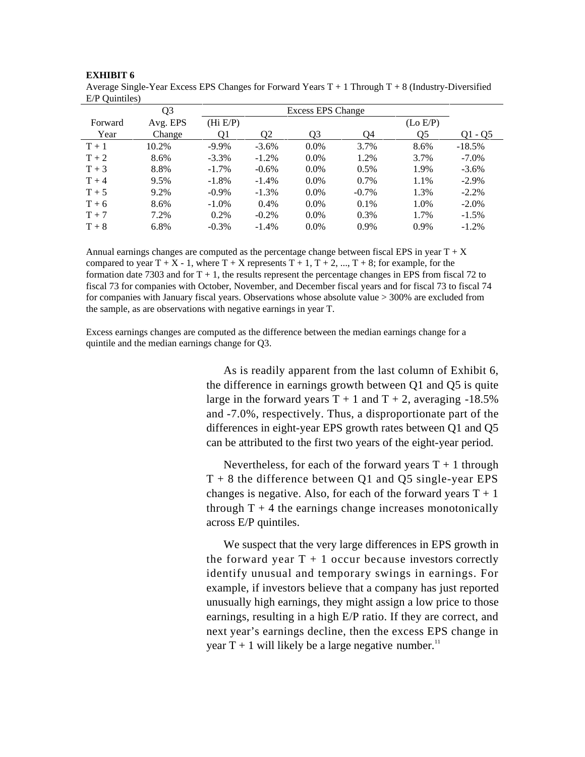**EXHIBIT 6**

Average Single-Year Excess EPS Changes for Forward Years T + 1 Through T + 8 (Industry-Diversified E/P Quintiles)

| Forward Year | Q3 Avg. EPS Change | Excess EPS Change (Hi E/P) Q1 | Q2 | Q3 | Q4 | (Lo E/P) Q5 | Q1 - Q5 |
|---|---|---|---|---|---|---|---|
| T + 1 | 10.2% | -9.9% | -3.6% | 0.0% | 3.7% | 8.6% | -18.5% |
| T + 2 | 8.6% | -3.3% | -1.2% | 0.0% | 1.2% | 3.7% | -7.0% |
| T + 3 | 8.8% | -1.7% | -0.6% | 0.0% | 0.5% | 1.9% | -3.6% |
| T + 4 | 9.5% | -1.8% | -1.4% | 0.0% | 0.7% | 1.1% | -2.9% |
| T + 5 | 9.2% | -0.9% | -1.3% | 0.0% | -0.7% | 1.3% | -2.2% |
| T + 6 | 8.6% | -1.0% | 0.4% | 0.0% | 0.1% | 1.0% | -2.0% |
| T + 7 | 7.2% | 0.2% | -0.2% | 0.0% | 0.3% | 1.7% | -1.5% |
| T + 8 | 6.8% | -0.3% | -1.4% | 0.0% | 0.9% | 0.9% | -1.2% |

Annual earnings changes are computed as the percentage change between fiscal EPS in year T + X compared to year T + X - 1, where T + X represents T + 1, T + 2, ..., T + 8; for example, for the formation date 7303 and for T + 1, the results represent the percentage changes in EPS from fiscal 72 to fiscal 73 for companies with October, November, and December fiscal years and for fiscal 73 to fiscal 74 for companies with January fiscal years. Observations whose absolute value > 300% are excluded from the sample, as are observations with negative earnings in year T.

Excess earnings changes are computed as the difference between the median earnings change for a quintile and the median earnings change for Q3.

As is readily apparent from the last column of Exhibit 6, the difference in earnings growth between Q1 and Q5 is quite large in the forward years T + 1 and T + 2, averaging -18.5% and -7.0%, respectively. Thus, a disproportionate part of the differences in eight-year EPS growth rates between Q1 and Q5 can be attributed to the first two years of the eight-year period.

Nevertheless, for each of the forward years T + 1 through T + 8 the difference between Q1 and Q5 single-year EPS changes is negative. Also, for each of the forward years T + 1 through T + 4 the earnings change increases monotonically across E/P quintiles.

We suspect that the very large differences in EPS growth in the forward year T + 1 occur because investors correctly identify unusual and temporary swings in earnings. For example, if investors believe that a company has just reported unusually high earnings, they might assign a low price to those earnings, resulting in a high E/P ratio. If they are correct, and next year's earnings decline, then the excess EPS change in year T + 1 will likely be a large negative number.[11]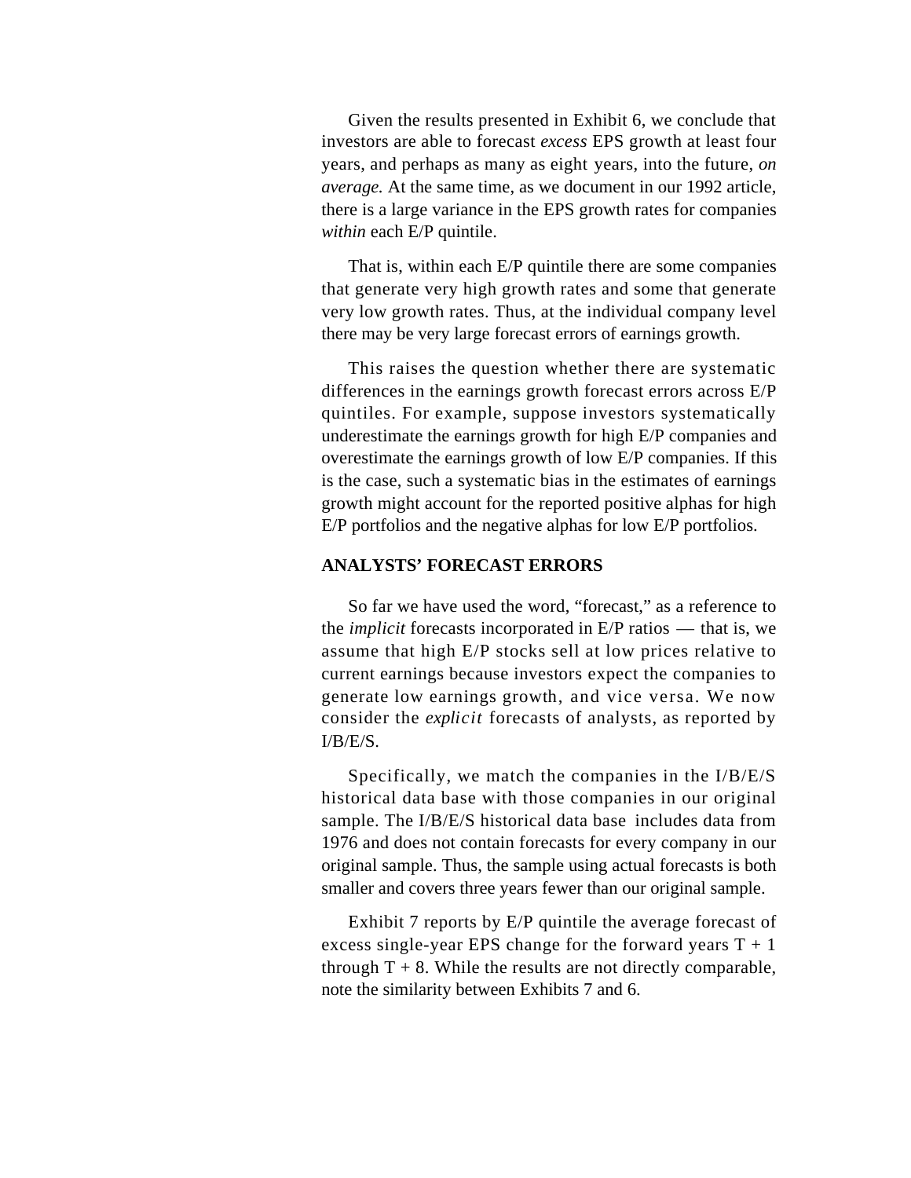Given the results presented in Exhibit 6, we conclude that investors are able to forecast *excess* EPS growth at least four years, and perhaps as many as eight years, into the future, *on average.* At the same time, as we document in our 1992 article, there is a large variance in the EPS growth rates for companies *within* each E/P quintile.

That is, within each E/P quintile there are some companies that generate very high growth rates and some that generate very low growth rates. Thus, at the individual company level there may be very large forecast errors of earnings growth.

This raises the question whether there are systematic differences in the earnings growth forecast errors across E/P quintiles. For example, suppose investors systematically underestimate the earnings growth for high E/P companies and overestimate the earnings growth of low E/P companies. If this is the case, such a systematic bias in the estimates of earnings growth might account for the reported positive alphas for high E/P portfolios and the negative alphas for low E/P portfolios.

## ANALYSTS' FORECAST ERRORS

So far we have used the word, "forecast," as a reference to the *implicit* forecasts incorporated in E/P ratios — that is, we assume that high E/P stocks sell at low prices relative to current earnings because investors expect the companies to generate low earnings growth, and vice versa. We now consider the *explicit* forecasts of analysts, as reported by I/B/E/S.

Specifically, we match the companies in the I/B/E/S historical data base with those companies in our original sample. The I/B/E/S historical data base includes data from 1976 and does not contain forecasts for every company in our original sample. Thus, the sample using actual forecasts is both smaller and covers three years fewer than our original sample.

Exhibit 7 reports by E/P quintile the average forecast of excess single-year EPS change for the forward years T + 1 through T + 8. While the results are not directly comparable, note the similarity between Exhibits 7 and 6.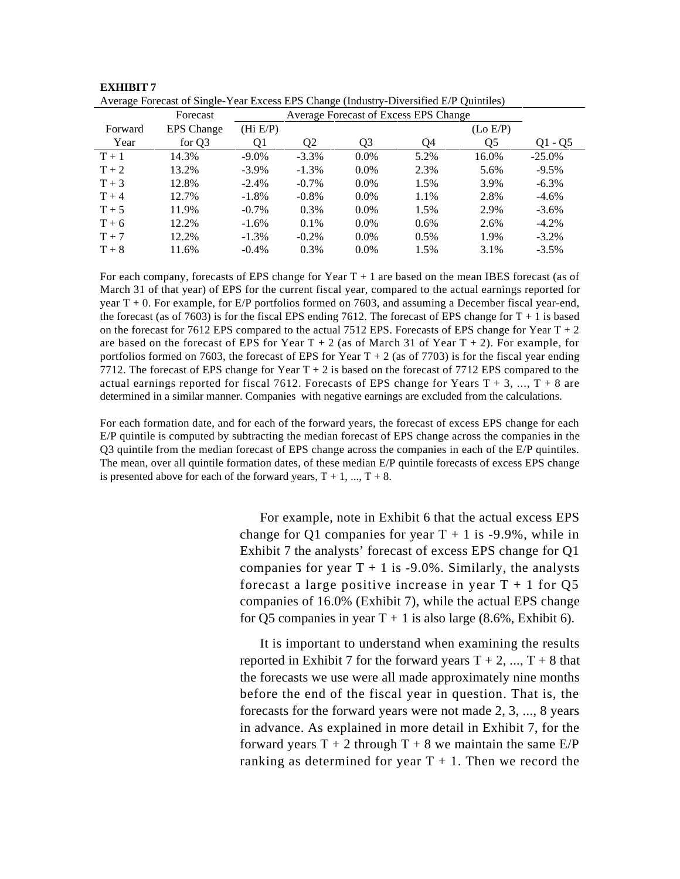**EXHIBIT 7**

Average Forecast of Single-Year Excess EPS Change (Industry-Diversified E/P Quintiles)

| Forward Year | Forecast EPS Change for Q3 | Average Forecast of Excess EPS Change (Hi E/P) Q1 | Q2 | Q3 | Q4 | (Lo E/P) Q5 | Q1 - Q5 |
|---|---|---|---|---|---|---|---|
| T + 1 | 14.3% | -9.0% | -3.3% | 0.0% | 5.2% | 16.0% | -25.0% |
| T + 2 | 13.2% | -3.9% | -1.3% | 0.0% | 2.3% | 5.6% | -9.5% |
| T + 3 | 12.8% | -2.4% | -0.7% | 0.0% | 1.5% | 3.9% | -6.3% |
| T + 4 | 12.7% | -1.8% | -0.8% | 0.0% | 1.1% | 2.8% | -4.6% |
| T + 5 | 11.9% | -0.7% | 0.3% | 0.0% | 1.5% | 2.9% | -3.6% |
| T + 6 | 12.2% | -1.6% | 0.1% | 0.0% | 0.6% | 2.6% | -4.2% |
| T + 7 | 12.2% | -1.3% | -0.2% | 0.0% | 0.5% | 1.9% | -3.2% |
| T + 8 | 11.6% | -0.4% | 0.3% | 0.0% | 1.5% | 3.1% | -3.5% |

For each company, forecasts of EPS change for Year T + 1 are based on the mean IBES forecast (as of March 31 of that year) of EPS for the current fiscal year, compared to the actual earnings reported for year T + 0. For example, for E/P portfolios formed on 7603, and assuming a December fiscal year-end, the forecast (as of 7603) is for the fiscal EPS ending 7612. The forecast of EPS change for T + 1 is based on the forecast for 7612 EPS compared to the actual 7512 EPS. Forecasts of EPS change for Year T + 2 are based on the forecast of EPS for Year T + 2 (as of March 31 of Year T + 2). For example, for portfolios formed on 7603, the forecast of EPS for Year T + 2 (as of 7703) is for the fiscal year ending 7712. The forecast of EPS change for Year T + 2 is based on the forecast of 7712 EPS compared to the actual earnings reported for fiscal 7612. Forecasts of EPS change for Years T + 3, ..., T + 8 are determined in a similar manner. Companies with negative earnings are excluded from the calculations.

For each formation date, and for each of the forward years, the forecast of excess EPS change for each E/P quintile is computed by subtracting the median forecast of EPS change across the companies in the Q3 quintile from the median forecast of EPS change across the companies in each of the E/P quintiles. The mean, over all quintile formation dates, of these median E/P quintile forecasts of excess EPS change is presented above for each of the forward years, T + 1, ..., T + 8.

For example, note in Exhibit 6 that the actual excess EPS change for Q1 companies for year T + 1 is -9.9%, while in Exhibit 7 the analysts' forecast of excess EPS change for Q1 companies for year T + 1 is -9.0%. Similarly, the analysts forecast a large positive increase in year T + 1 for Q5 companies of 16.0% (Exhibit 7), while the actual EPS change for Q5 companies in year T + 1 is also large (8.6%, Exhibit 6).

It is important to understand when examining the results reported in Exhibit 7 for the forward years T + 2, ..., T + 8 that the forecasts we use were all made approximately nine months before the end of the fiscal year in question. That is, the forecasts for the forward years were not made 2, 3, ..., 8 years in advance. As explained in more detail in Exhibit 7, for the forward years T + 2 through T + 8 we maintain the same E/P ranking as determined for year T + 1. Then we record the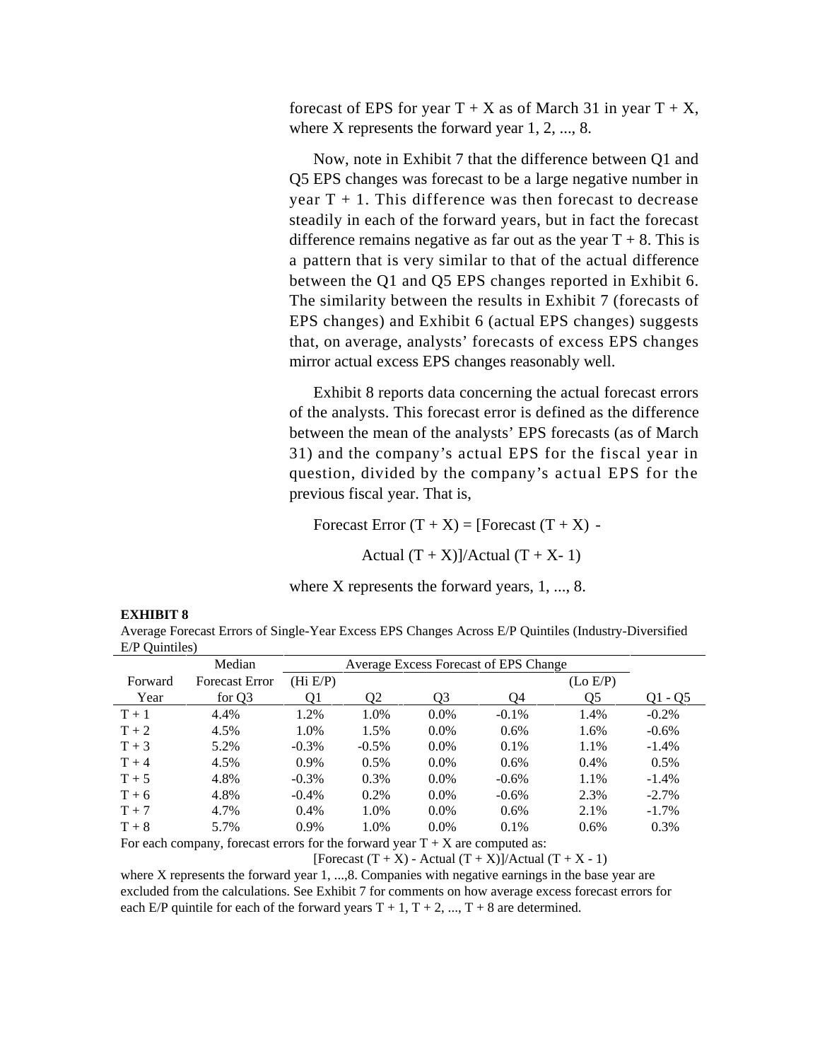forecast of EPS for year T + X as of March 31 in year T + X, where X represents the forward year 1, 2, ..., 8.

Now, note in Exhibit 7 that the difference between Q1 and Q5 EPS changes was forecast to be a large negative number in year T + 1. This difference was then forecast to decrease steadily in each of the forward years, but in fact the forecast difference remains negative as far out as the year T + 8. This is a pattern that is very similar to that of the actual difference between the Q1 and Q5 EPS changes reported in Exhibit 6. The similarity between the results in Exhibit 7 (forecasts of EPS changes) and Exhibit 6 (actual EPS changes) suggests that, on average, analysts' forecasts of excess EPS changes mirror actual excess EPS changes reasonably well.

Exhibit 8 reports data concerning the actual forecast errors of the analysts. This forecast error is defined as the difference between the mean of the analysts' EPS forecasts (as of March 31) and the company's actual EPS for the fiscal year in question, divided by the company's actual EPS for the previous fiscal year. That is,

$$\text{Forecast Error } (T + X) = [\text{Forecast } (T + X) - \text{Actual } (T + X)]/\text{Actual } (T + X - 1)$$

where X represents the forward years, 1, ..., 8.

**EXHIBIT 8**

Average Forecast Errors of Single-Year Excess EPS Changes Across E/P Quintiles (Industry-Diversified E/P Quintiles)

| Forward Year | Median Forecast Error for Q3 | Average Excess Forecast of EPS Change (Hi E/P) Q1 | Q2 | Q3 | Q4 | (Lo E/P) Q5 | Q1 - Q5 |
|---|---|---|---|---|---|---|---|
| T + 1 | 4.4% | 1.2% | 1.0% | 0.0% | -0.1% | 1.4% | -0.2% |
| T + 2 | 4.5% | 1.0% | 1.5% | 0.0% | 0.6% | 1.6% | -0.6% |
| T + 3 | 5.2% | -0.3% | -0.5% | 0.0% | 0.1% | 1.1% | -1.4% |
| T + 4 | 4.5% | 0.9% | 0.5% | 0.0% | 0.6% | 0.4% | 0.5% |
| T + 5 | 4.8% | -0.3% | 0.3% | 0.0% | -0.6% | 1.1% | -1.4% |
| T + 6 | 4.8% | -0.4% | 0.2% | 0.0% | -0.6% | 2.3% | -2.7% |
| T + 7 | 4.7% | 0.4% | 1.0% | 0.0% | 0.6% | 2.1% | -1.7% |
| T + 8 | 5.7% | 0.9% | 1.0% | 0.0% | 0.1% | 0.6% | 0.3% |

For each company, forecast errors for the forward year T + X are computed as:

$$[\text{Forecast } (T + X) - \text{Actual } (T + X)]/\text{Actual } (T + X - 1)$$

where X represents the forward year 1, ...,8. Companies with negative earnings in the base year are excluded from the calculations. See Exhibit 7 for comments on how average excess forecast errors for each E/P quintile for each of the forward years T + 1, T + 2, ..., T + 8 are determined.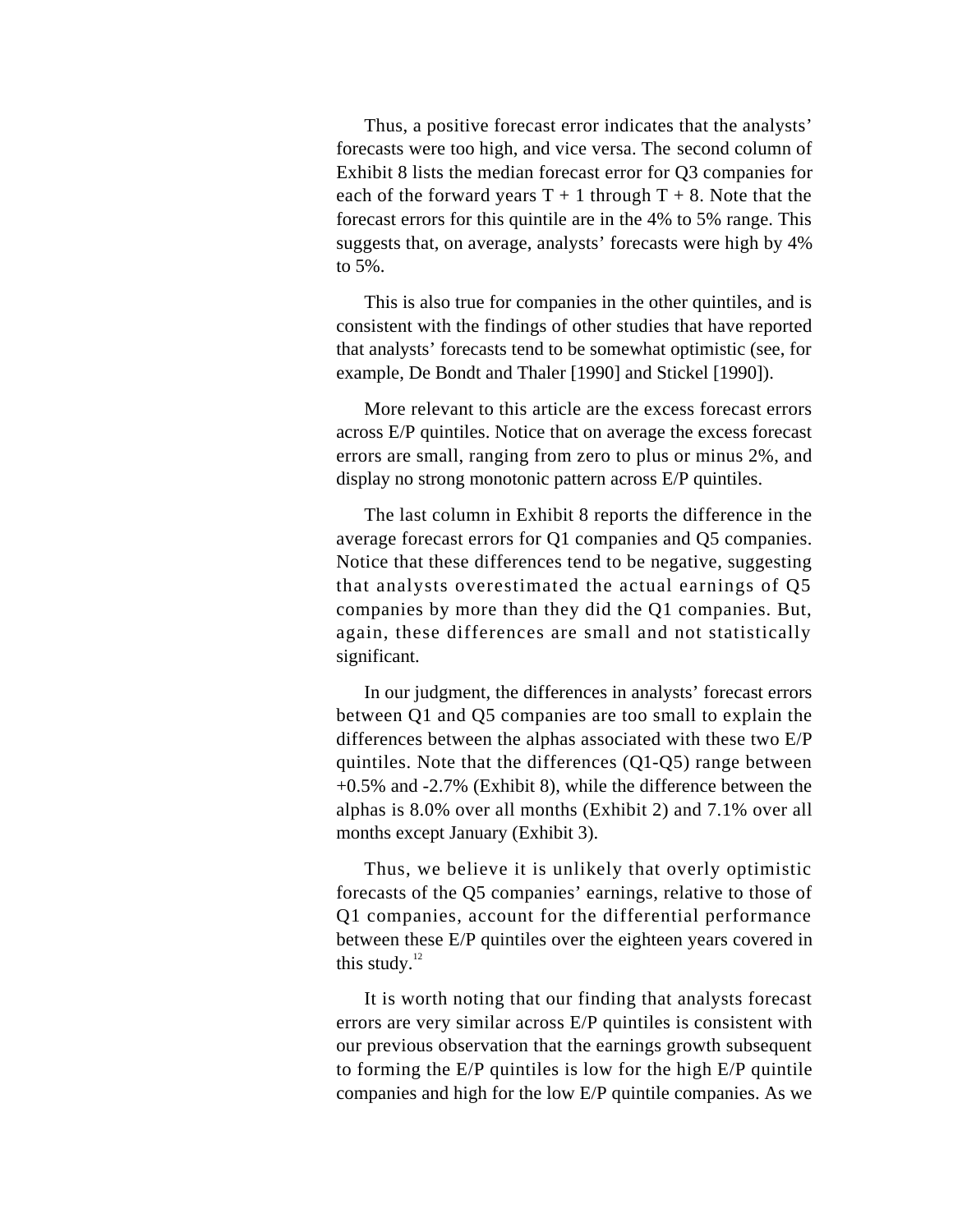Thus, a positive forecast error indicates that the analysts' forecasts were too high, and vice versa. The second column of Exhibit 8 lists the median forecast error for Q3 companies for each of the forward years T + 1 through T + 8. Note that the forecast errors for this quintile are in the 4% to 5% range. This suggests that, on average, analysts' forecasts were high by 4% to 5%.

This is also true for companies in the other quintiles, and is consistent with the findings of other studies that have reported that analysts' forecasts tend to be somewhat optimistic (see, for example, De Bondt and Thaler [1990] and Stickel [1990]).

More relevant to this article are the excess forecast errors across E/P quintiles. Notice that on average the excess forecast errors are small, ranging from zero to plus or minus 2%, and display no strong monotonic pattern across E/P quintiles.

The last column in Exhibit 8 reports the difference in the average forecast errors for Q1 companies and Q5 companies. Notice that these differences tend to be negative, suggesting that analysts overestimated the actual earnings of Q5 companies by more than they did the Q1 companies. But, again, these differences are small and not statistically significant.

In our judgment, the differences in analysts' forecast errors between Q1 and Q5 companies are too small to explain the differences between the alphas associated with these two E/P quintiles. Note that the differences (Q1-Q5) range between +0.5% and -2.7% (Exhibit 8), while the difference between the alphas is 8.0% over all months (Exhibit 2) and 7.1% over all months except January (Exhibit 3).

Thus, we believe it is unlikely that overly optimistic forecasts of the Q5 companies' earnings, relative to those of Q1 companies, account for the differential performance between these E/P quintiles over the eighteen years covered in this study.[12]

It is worth noting that our finding that analysts forecast errors are very similar across E/P quintiles is consistent with our previous observation that the earnings growth subsequent to forming the E/P quintiles is low for the high E/P quintile companies and high for the low E/P quintile companies. As we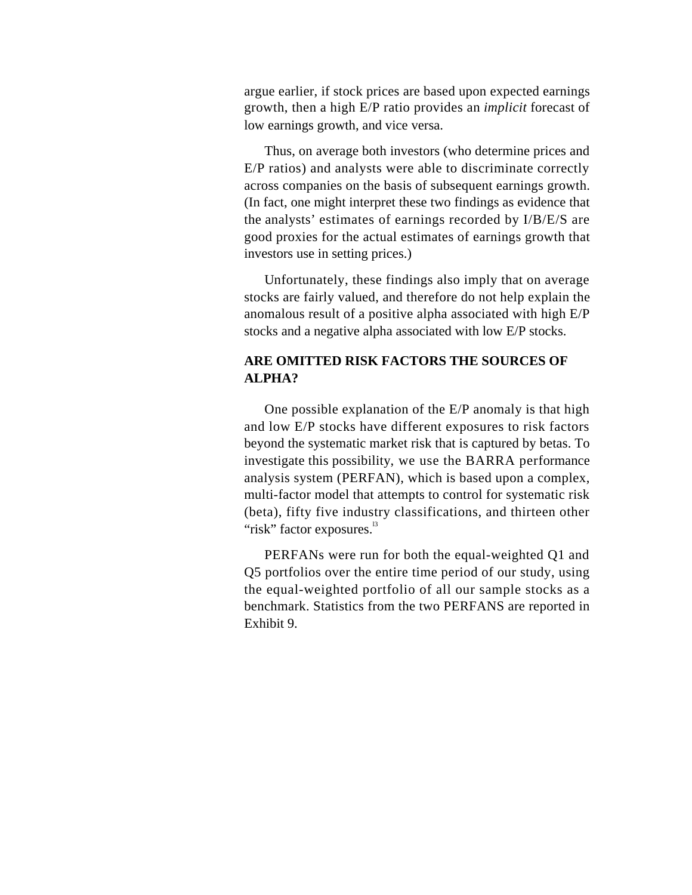argue earlier, if stock prices are based upon expected earnings growth, then a high E/P ratio provides an *implicit* forecast of low earnings growth, and vice versa.

Thus, on average both investors (who determine prices and E/P ratios) and analysts were able to discriminate correctly across companies on the basis of subsequent earnings growth. (In fact, one might interpret these two findings as evidence that the analysts' estimates of earnings recorded by I/B/E/S are good proxies for the actual estimates of earnings growth that investors use in setting prices.)

Unfortunately, these findings also imply that on average stocks are fairly valued, and therefore do not help explain the anomalous result of a positive alpha associated with high E/P stocks and a negative alpha associated with low E/P stocks.

## ARE OMITTED RISK FACTORS THE SOURCES OF ALPHA?

One possible explanation of the E/P anomaly is that high and low E/P stocks have different exposures to risk factors beyond the systematic market risk that is captured by betas. To investigate this possibility, we use the BARRA performance analysis system (PERFAN), which is based upon a complex, multi-factor model that attempts to control for systematic risk (beta), fifty five industry classifications, and thirteen other "risk" factor exposures.[13]

PERFANs were run for both the equal-weighted Q1 and Q5 portfolios over the entire time period of our study, using the equal-weighted portfolio of all our sample stocks as a benchmark. Statistics from the two PERFANS are reported in Exhibit 9.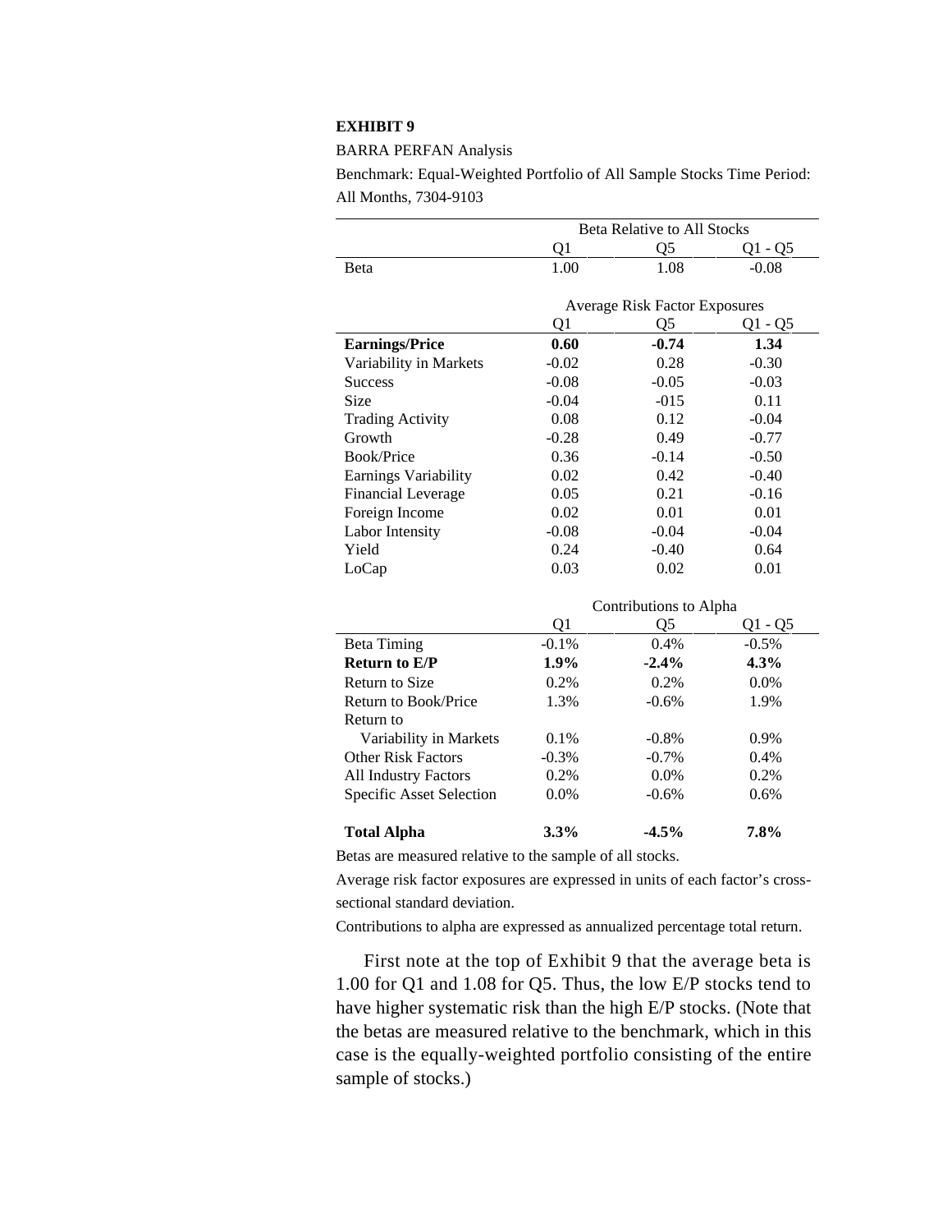**EXHIBIT 9**

BARRA PERFAN Analysis

Benchmark: Equal-Weighted Portfolio of All Sample Stocks Time Period: All Months, 7304-9103

| | Beta Relative to All Stocks | | |
|---|---|---|---|
| | Q1 | Q5 | Q1 - Q5 |
| Beta | 1.00 | 1.08 | -0.08 |
| | **Average Risk Factor Exposures** | | |
| | Q1 | Q5 | Q1 - Q5 |
| **Earnings/Price** | **0.60** | **-0.74** | **1.34** |
| Variability in Markets | -0.02 | 0.28 | -0.30 |
| Success | -0.08 | -0.05 | -0.03 |
| Size | -0.04 | -015 | 0.11 |
| Trading Activity | 0.08 | 0.12 | -0.04 |
| Growth | -0.28 | 0.49 | -0.77 |
| Book/Price | 0.36 | -0.14 | -0.50 |
| Earnings Variability | 0.02 | 0.42 | -0.40 |
| Financial Leverage | 0.05 | 0.21 | -0.16 |
| Foreign Income | 0.02 | 0.01 | 0.01 |
| Labor Intensity | -0.08 | -0.04 | -0.04 |
| Yield | 0.24 | -0.40 | 0.64 |
| LoCap | 0.03 | 0.02 | 0.01 |
| | **Contributions to Alpha** | | |
| | Q1 | Q5 | Q1 - Q5 |
| Beta Timing | -0.1% | 0.4% | -0.5% |
| **Return to E/P** | **1.9%** | **-2.4%** | **4.3%** |
| Return to Size | 0.2% | 0.2% | 0.0% |
| Return to Book/Price | 1.3% | -0.6% | 1.9% |
| Return to Variability in Markets | 0.1% | -0.8% | 0.9% |
| Other Risk Factors | -0.3% | -0.7% | 0.4% |
| All Industry Factors | 0.2% | 0.0% | 0.2% |
| Specific Asset Selection | 0.0% | -0.6% | 0.6% |
| **Total Alpha** | **3.3%** | **-4.5%** | **7.8%** |

Betas are measured relative to the sample of all stocks.

Average risk factor exposures are expressed in units of each factor's cross-sectional standard deviation.

Contributions to alpha are expressed as annualized percentage total return.

First note at the top of Exhibit 9 that the average beta is 1.00 for Q1 and 1.08 for Q5. Thus, the low E/P stocks tend to have higher systematic risk than the high E/P stocks. (Note that the betas are measured relative to the benchmark, which in this case is the equally-weighted portfolio consisting of the entire sample of stocks.)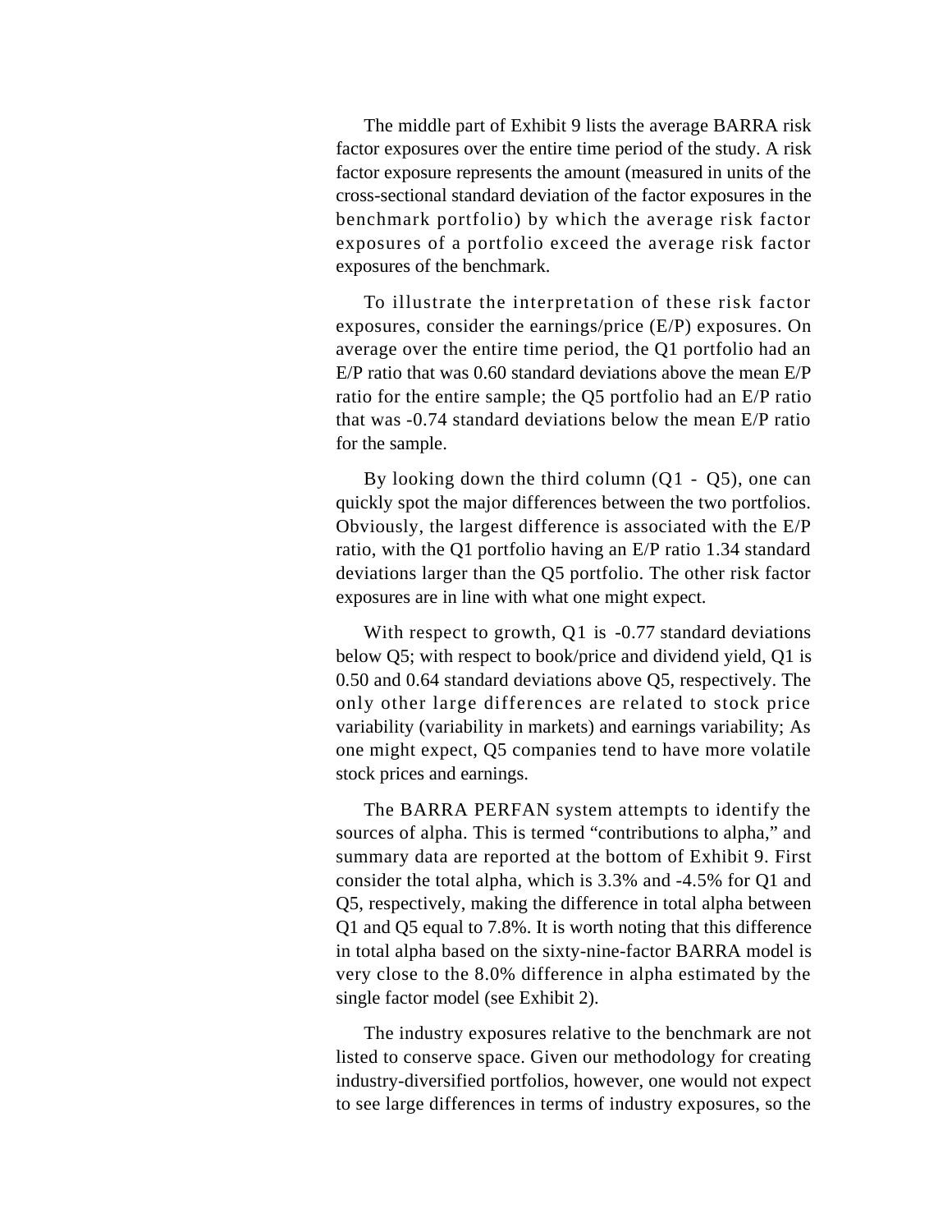The middle part of Exhibit 9 lists the average BARRA risk factor exposures over the entire time period of the study. A risk factor exposure represents the amount (measured in units of the cross-sectional standard deviation of the factor exposures in the benchmark portfolio) by which the average risk factor exposures of a portfolio exceed the average risk factor exposures of the benchmark.

To illustrate the interpretation of these risk factor exposures, consider the earnings/price (E/P) exposures. On average over the entire time period, the Q1 portfolio had an E/P ratio that was 0.60 standard deviations above the mean E/P ratio for the entire sample; the Q5 portfolio had an E/P ratio that was -0.74 standard deviations below the mean E/P ratio for the sample.

By looking down the third column (Q1 - Q5), one can quickly spot the major differences between the two portfolios. Obviously, the largest difference is associated with the E/P ratio, with the Q1 portfolio having an E/P ratio 1.34 standard deviations larger than the Q5 portfolio. The other risk factor exposures are in line with what one might expect.

With respect to growth, Q1 is -0.77 standard deviations below Q5; with respect to book/price and dividend yield, Q1 is 0.50 and 0.64 standard deviations above Q5, respectively. The only other large differences are related to stock price variability (variability in markets) and earnings variability; As one might expect, Q5 companies tend to have more volatile stock prices and earnings.

The BARRA PERFAN system attempts to identify the sources of alpha. This is termed "contributions to alpha," and summary data are reported at the bottom of Exhibit 9. First consider the total alpha, which is 3.3% and -4.5% for Q1 and Q5, respectively, making the difference in total alpha between Q1 and Q5 equal to 7.8%. It is worth noting that this difference in total alpha based on the sixty-nine-factor BARRA model is very close to the 8.0% difference in alpha estimated by the single factor model (see Exhibit 2).

The industry exposures relative to the benchmark are not listed to conserve space. Given our methodology for creating industry-diversified portfolios, however, one would not expect to see large differences in terms of industry exposures, so the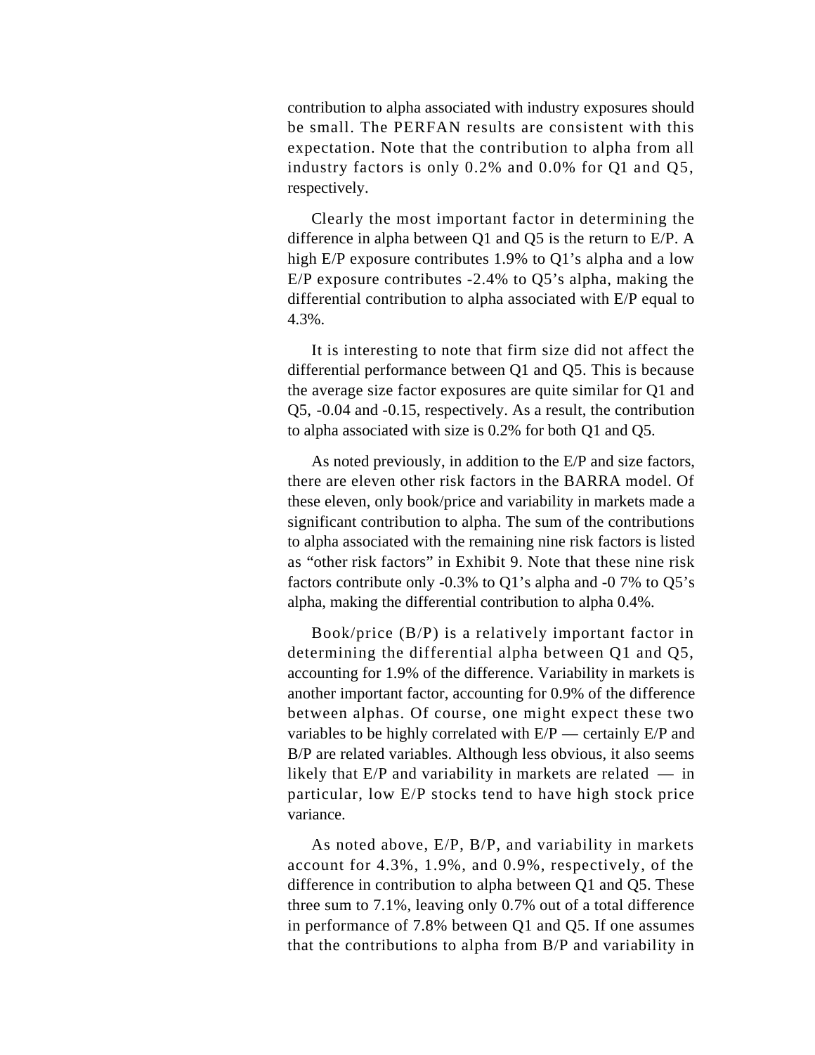contribution to alpha associated with industry exposures should be small. The PERFAN results are consistent with this expectation. Note that the contribution to alpha from all industry factors is only 0.2% and 0.0% for Q1 and Q5, respectively.

Clearly the most important factor in determining the difference in alpha between Q1 and Q5 is the return to E/P. A high E/P exposure contributes 1.9% to Q1's alpha and a low E/P exposure contributes -2.4% to Q5's alpha, making the differential contribution to alpha associated with E/P equal to 4.3%.

It is interesting to note that firm size did not affect the differential performance between Q1 and Q5. This is because the average size factor exposures are quite similar for Q1 and Q5, -0.04 and -0.15, respectively. As a result, the contribution to alpha associated with size is 0.2% for both Q1 and Q5.

As noted previously, in addition to the E/P and size factors, there are eleven other risk factors in the BARRA model. Of these eleven, only book/price and variability in markets made a significant contribution to alpha. The sum of the contributions to alpha associated with the remaining nine risk factors is listed as "other risk factors" in Exhibit 9. Note that these nine risk factors contribute only -0.3% to Q1's alpha and -0 7% to Q5's alpha, making the differential contribution to alpha 0.4%.

Book/price (B/P) is a relatively important factor in determining the differential alpha between Q1 and Q5, accounting for 1.9% of the difference. Variability in markets is another important factor, accounting for 0.9% of the difference between alphas. Of course, one might expect these two variables to be highly correlated with E/P — certainly E/P and B/P are related variables. Although less obvious, it also seems likely that E/P and variability in markets are related — in particular, low E/P stocks tend to have high stock price variance.

As noted above, E/P, B/P, and variability in markets account for 4.3%, 1.9%, and 0.9%, respectively, of the difference in contribution to alpha between Q1 and Q5. These three sum to 7.1%, leaving only 0.7% out of a total difference in performance of 7.8% between Q1 and Q5. If one assumes that the contributions to alpha from B/P and variability in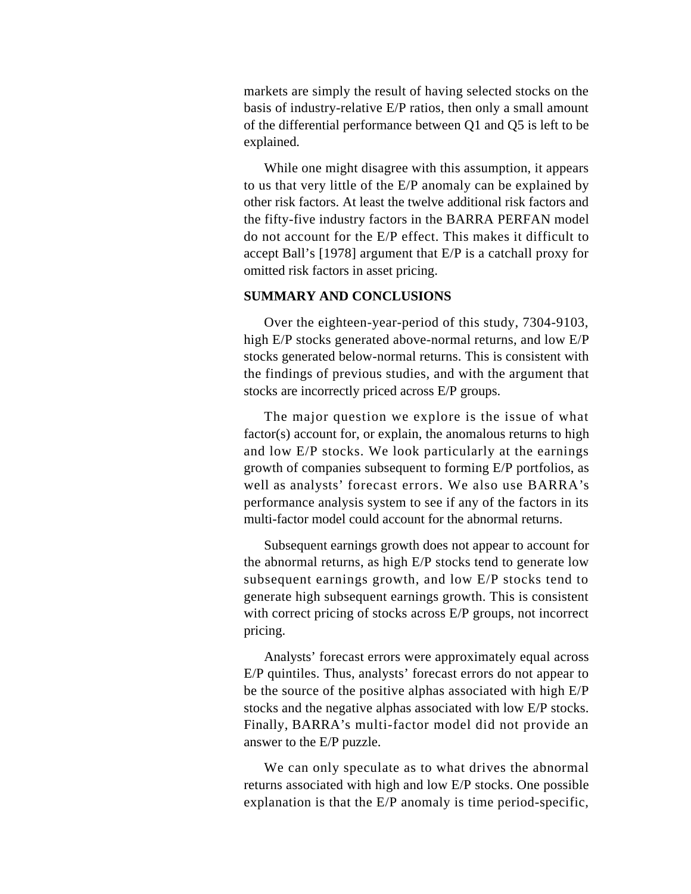markets are simply the result of having selected stocks on the basis of industry-relative E/P ratios, then only a small amount of the differential performance between Q1 and Q5 is left to be explained.

While one might disagree with this assumption, it appears to us that very little of the E/P anomaly can be explained by other risk factors. At least the twelve additional risk factors and the fifty-five industry factors in the BARRA PERFAN model do not account for the E/P effect. This makes it difficult to accept Ball's [1978] argument that E/P is a catchall proxy for omitted risk factors in asset pricing.

## SUMMARY AND CONCLUSIONS

Over the eighteen-year-period of this study, 7304-9103, high E/P stocks generated above-normal returns, and low E/P stocks generated below-normal returns. This is consistent with the findings of previous studies, and with the argument that stocks are incorrectly priced across E/P groups.

The major question we explore is the issue of what factor(s) account for, or explain, the anomalous returns to high and low E/P stocks. We look particularly at the earnings growth of companies subsequent to forming E/P portfolios, as well as analysts' forecast errors. We also use BARRA's performance analysis system to see if any of the factors in its multi-factor model could account for the abnormal returns.

Subsequent earnings growth does not appear to account for the abnormal returns, as high E/P stocks tend to generate low subsequent earnings growth, and low E/P stocks tend to generate high subsequent earnings growth. This is consistent with correct pricing of stocks across E/P groups, not incorrect pricing.

Analysts' forecast errors were approximately equal across E/P quintiles. Thus, analysts' forecast errors do not appear to be the source of the positive alphas associated with high E/P stocks and the negative alphas associated with low E/P stocks. Finally, BARRA's multi-factor model did not provide an answer to the E/P puzzle.

We can only speculate as to what drives the abnormal returns associated with high and low E/P stocks. One possible explanation is that the E/P anomaly is time period-specific,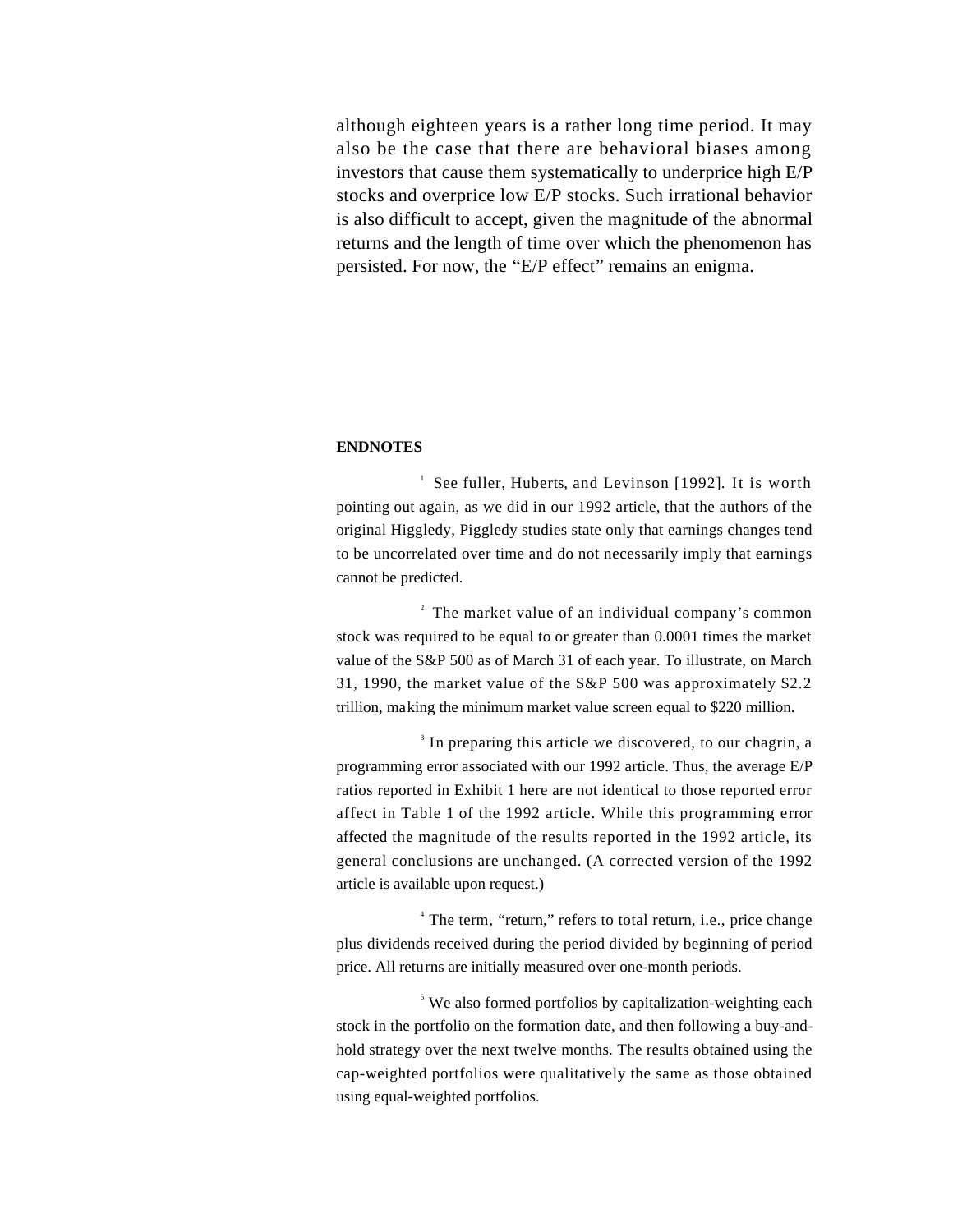although eighteen years is a rather long time period. It may also be the case that there are behavioral biases among investors that cause them systematically to underprice high E/P stocks and overprice low E/P stocks. Such irrational behavior is also difficult to accept, given the magnitude of the abnormal returns and the length of time over which the phenomenon has persisted. For now, the "E/P effect" remains an enigma.

**ENDNOTES**

[1] See fuller, Huberts, and Levinson [1992]. It is worth pointing out again, as we did in our 1992 article, that the authors of the original Higgledy, Piggledy studies state only that earnings changes tend to be uncorrelated over time and do not necessarily imply that earnings cannot be predicted.

[2] The market value of an individual company's common stock was required to be equal to or greater than 0.0001 times the market value of the S&P 500 as of March 31 of each year. To illustrate, on March 31, 1990, the market value of the S&P 500 was approximately $2.2 trillion, making the minimum market value screen equal to $220 million.

[3] In preparing this article we discovered, to our chagrin, a programming error associated with our 1992 article. Thus, the average E/P ratios reported in Exhibit 1 here are not identical to those reported error affect in Table 1 of the 1992 article. While this programming error affected the magnitude of the results reported in the 1992 article, its general conclusions are unchanged. (A corrected version of the 1992 article is available upon request.)

[4] The term, "return," refers to total return, i.e., price change plus dividends received during the period divided by beginning of period price. All returns are initially measured over one-month periods.

[5] We also formed portfolios by capitalization-weighting each stock in the portfolio on the formation date, and then following a buy-and-hold strategy over the next twelve months. The results obtained using the cap-weighted portfolios were qualitatively the same as those obtained using equal-weighted portfolios.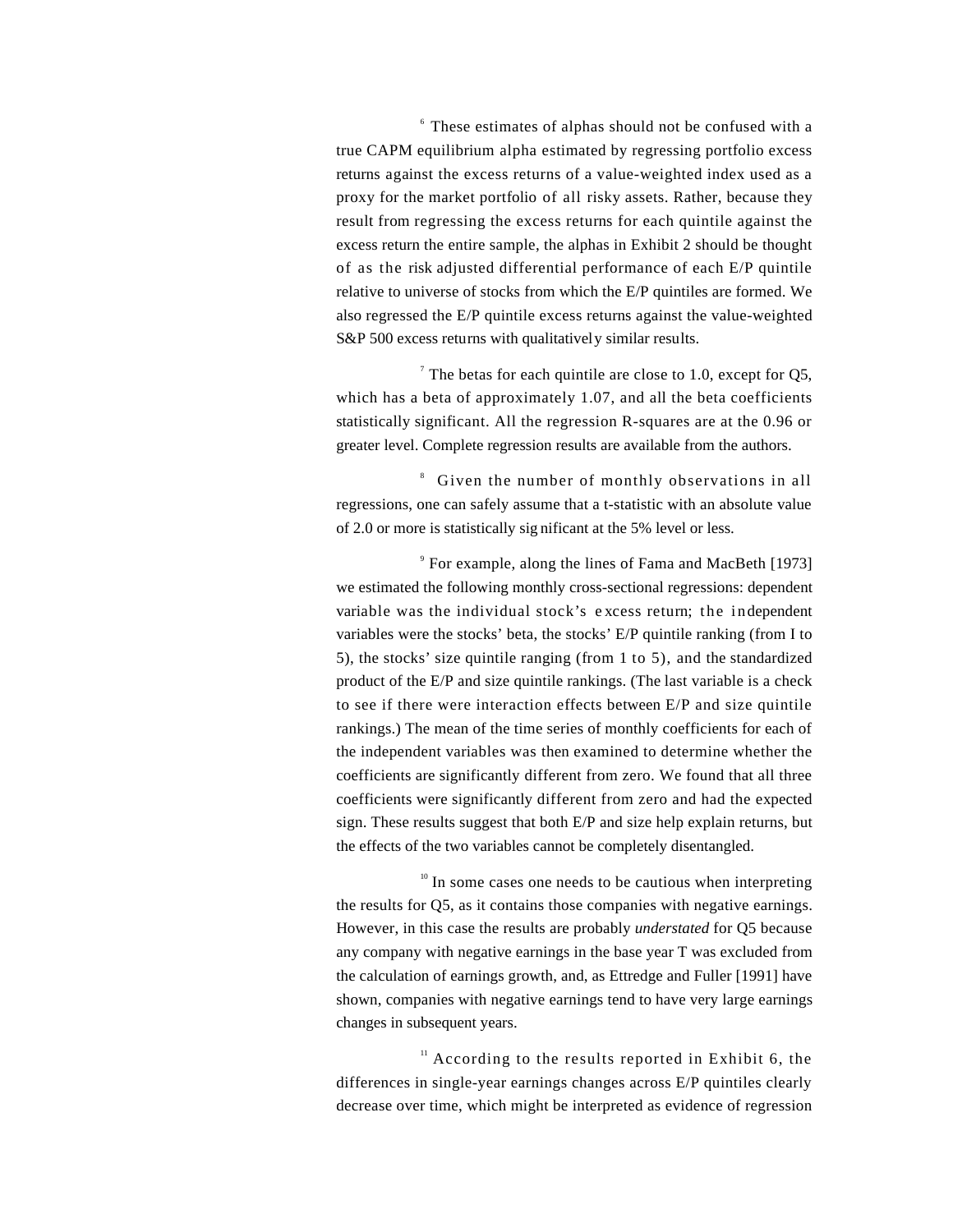[6] These estimates of alphas should not be confused with a true CAPM equilibrium alpha estimated by regressing portfolio excess returns against the excess returns of a value-weighted index used as a proxy for the market portfolio of all risky assets. Rather, because they result from regressing the excess returns for each quintile against the excess return the entire sample, the alphas in Exhibit 2 should be thought of as the risk adjusted differential performance of each E/P quintile relative to universe of stocks from which the E/P quintiles are formed. We also regressed the E/P quintile excess returns against the value-weighted S&P 500 excess returns with qualitatively similar results.

[7] The betas for each quintile are close to 1.0, except for Q5, which has a beta of approximately 1.07, and all the beta coefficients statistically significant. All the regression R-squares are at the 0.96 or greater level. Complete regression results are available from the authors.

[8] Given the number of monthly observations in all regressions, one can safely assume that a t-statistic with an absolute value of 2.0 or more is statistically significant at the 5% level or less.

[9] For example, along the lines of Fama and MacBeth [1973] we estimated the following monthly cross-sectional regressions: dependent variable was the individual stock's excess return; the independent variables were the stocks' beta, the stocks' E/P quintile ranking (from I to 5), the stocks' size quintile ranging (from 1 to 5), and the standardized product of the E/P and size quintile rankings. (The last variable is a check to see if there were interaction effects between E/P and size quintile rankings.) The mean of the time series of monthly coefficients for each of the independent variables was then examined to determine whether the coefficients are significantly different from zero. We found that all three coefficients were significantly different from zero and had the expected sign. These results suggest that both E/P and size help explain returns, but the effects of the two variables cannot be completely disentangled.

[10] In some cases one needs to be cautious when interpreting the results for Q5, as it contains those companies with negative earnings. However, in this case the results are probably *understated* for Q5 because any company with negative earnings in the base year T was excluded from the calculation of earnings growth, and, as Ettredge and Fuller [1991] have shown, companies with negative earnings tend to have very large earnings changes in subsequent years.

[11] According to the results reported in Exhibit 6, the differences in single-year earnings changes across E/P quintiles clearly decrease over time, which might be interpreted as evidence of regression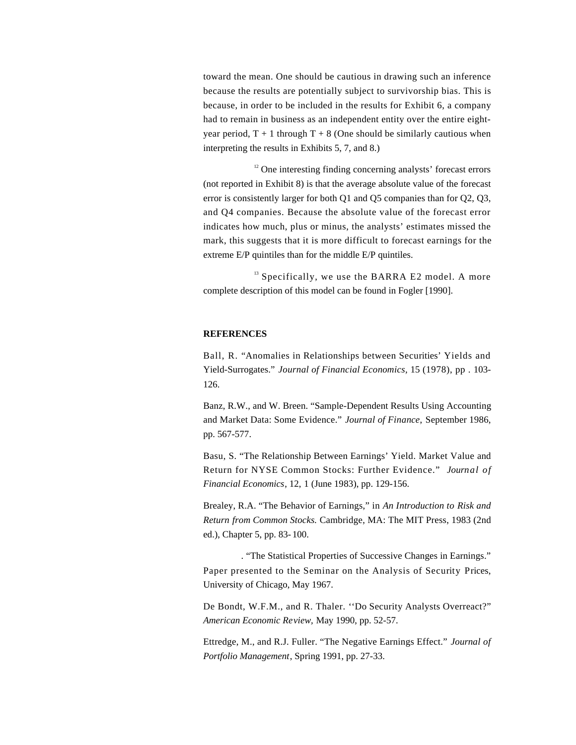toward the mean. One should be cautious in drawing such an inference because the results are potentially subject to survivorship bias. This is because, in order to be included in the results for Exhibit 6, a company had to remain in business as an independent entity over the entire eight-year period, T + 1 through T + 8 (One should be similarly cautious when interpreting the results in Exhibits 5, 7, and 8.)

[12] One interesting finding concerning analysts' forecast errors (not reported in Exhibit 8) is that the average absolute value of the forecast error is consistently larger for both Q1 and Q5 companies than for Q2, Q3, and Q4 companies. Because the absolute value of the forecast error indicates how much, plus or minus, the analysts' estimates missed the mark, this suggests that it is more difficult to forecast earnings for the extreme E/P quintiles than for the middle E/P quintiles.

[13] Specifically, we use the BARRA E2 model. A more complete description of this model can be found in Fogler [1990].

## REFERENCES

Ball, R. "Anomalies in Relationships between Securities' Yields and Yield-Surrogates." *Journal of Financial Economics,* 15 (1978), pp . 103-126.

Banz, R.W., and W. Breen. "Sample-Dependent Results Using Accounting and Market Data: Some Evidence." *Journal of Finance,* September 1986, pp. 567-577.

Basu, S. "The Relationship Between Earnings' Yield. Market Value and Return for NYSE Common Stocks: Further Evidence." *Journal of Financial Economics*, 12, 1 (June 1983), pp. 129-156.

Brealey, R.A. "The Behavior of Earnings," in *An Introduction to Risk and Return from Common Stocks.* Cambridge, MA: The MIT Press, 1983 (2nd ed.), Chapter 5, pp. 83-100.

. "The Statistical Properties of Successive Changes in Earnings." Paper presented to the Seminar on the Analysis of Security Prices, University of Chicago, May 1967.

De Bondt, W.F.M., and R. Thaler. ''Do Security Analysts Overreact?" *American Economic Review,* May 1990, pp. 52-57.

Ettredge, M., and R.J. Fuller. "The Negative Earnings Effect." *Journal of Portfolio Management*, Spring 1991, pp. 27-33.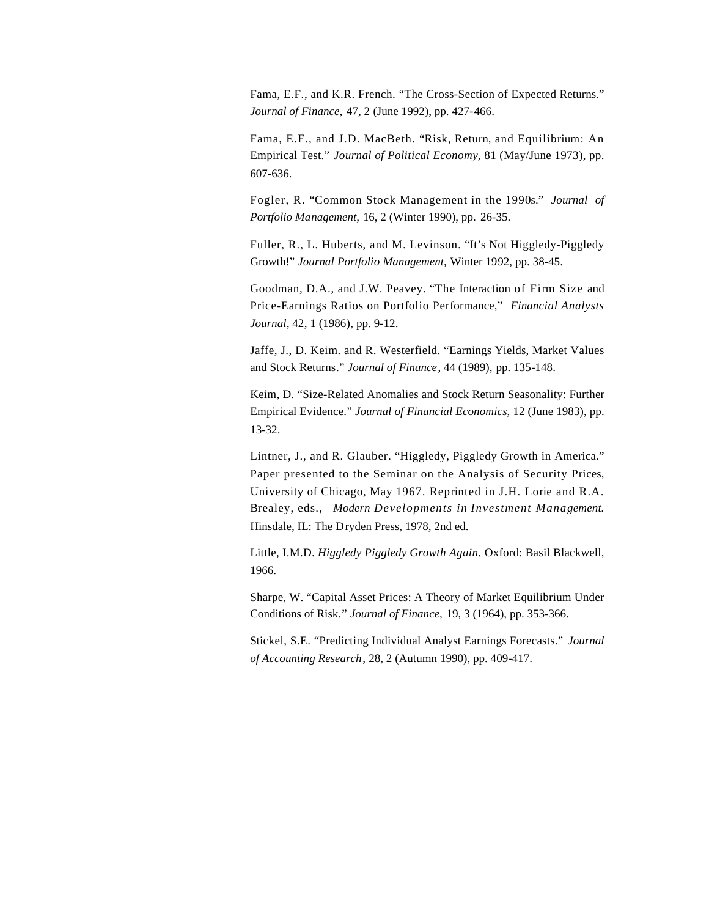Fama, E.F., and K.R. French. "The Cross-Section of Expected Returns." *Journal of Finance,* 47, 2 (June 1992), pp. 427-466.

Fama, E.F., and J.D. MacBeth. "Risk, Return, and Equilibrium: An Empirical Test." *Journal of Political Economy,* 81 (May/June 1973), pp. 607-636.

Fogler, R. "Common Stock Management in the 1990s." *Journal of Portfolio Management,* 16, 2 (Winter 1990), pp. 26-35.

Fuller, R., L. Huberts, and M. Levinson. "It's Not Higgledy-Piggledy Growth!" *Journal Portfolio Management,* Winter 1992, pp. 38-45.

Goodman, D.A., and J.W. Peavey. "The Interaction of Firm Size and Price-Earnings Ratios on Portfolio Performance," *Financial Analysts Journal*, 42, 1 (1986), pp. 9-12.

Jaffe, J., D. Keim. and R. Westerfield. "Earnings Yields, Market Values and Stock Returns." *Journal of Finance*, 44 (1989), pp. 135-148.

Keim, D. "Size-Related Anomalies and Stock Return Seasonality: Further Empirical Evidence." *Journal of Financial Economics*, 12 (June 1983), pp. 13-32.

Lintner, J., and R. Glauber. "Higgledy, Piggledy Growth in America." Paper presented to the Seminar on the Analysis of Security Prices, University of Chicago, May 1967. Reprinted in J.H. Lorie and R.A. Brealey, eds., *Modern Developments in Investment Management.* Hinsdale, IL: The Dryden Press, 1978, 2nd ed.

Little, I.M.D. *Higgledy Piggledy Growth Again.* Oxford: Basil Blackwell, 1966.

Sharpe, W. "Capital Asset Prices: A Theory of Market Equilibrium Under Conditions of Risk." *Journal of Finance,* 19, 3 (1964), pp. 353-366.

Stickel, S.E. "Predicting Individual Analyst Earnings Forecasts." *Journal of Accounting Research*, 28, 2 (Autumn 1990), pp. 409-417.